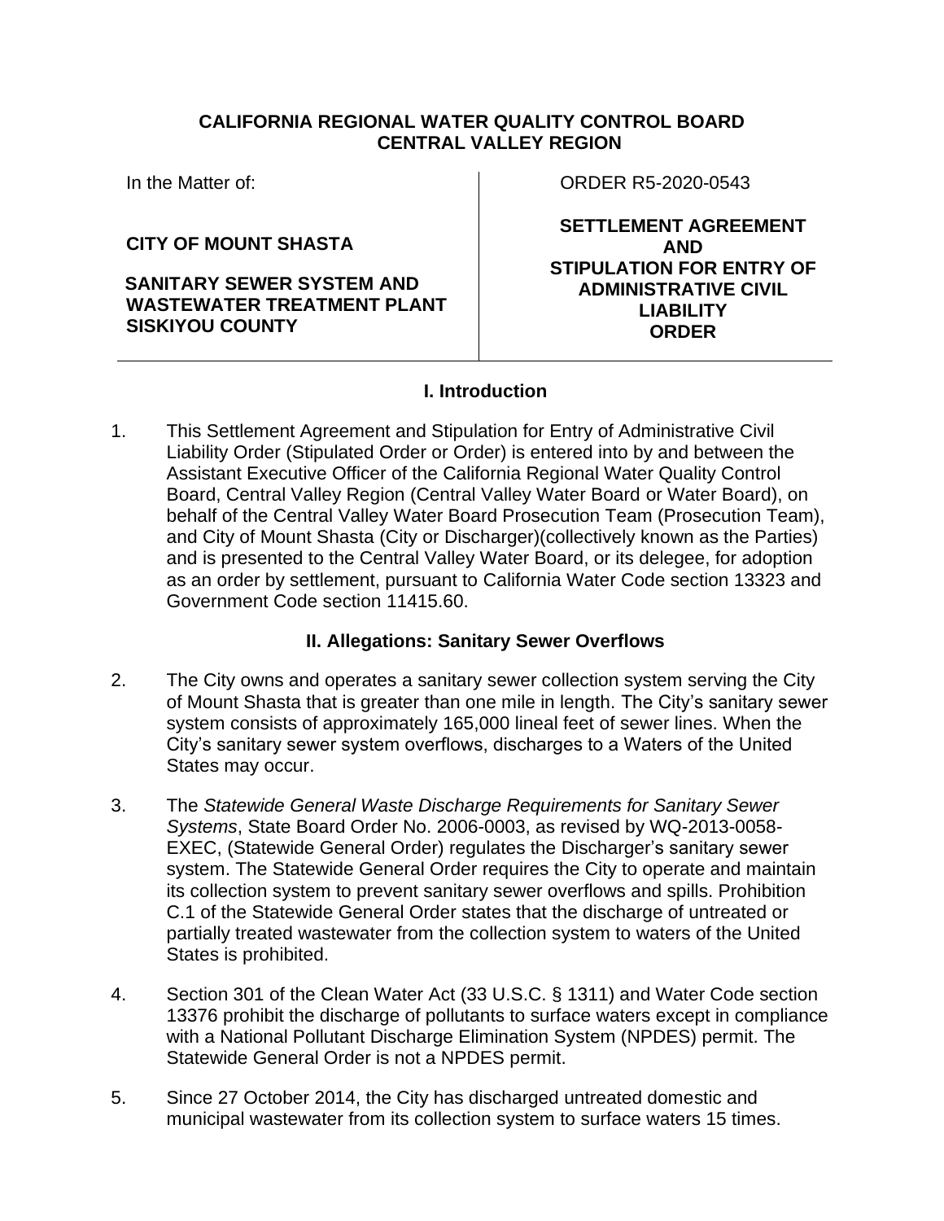**CALIFORNIA REGIONAL WATER QUALITY CONTROL BOARD**
**CENTRAL VALLEY REGION**

| In the Matter of: | ORDER R5-2020-0543 |
|---|---|
| **CITY OF MOUNT SHASTA** | **SETTLEMENT AGREEMENT AND STIPULATION FOR ENTRY OF ADMINISTRATIVE CIVIL LIABILITY ORDER** |
| **SANITARY SEWER SYSTEM AND WASTEWATER TREATMENT PLANT SISKIYOU COUNTY** | |

## I. Introduction

1. This Settlement Agreement and Stipulation for Entry of Administrative Civil Liability Order (Stipulated Order or Order) is entered into by and between the Assistant Executive Officer of the California Regional Water Quality Control Board, Central Valley Region (Central Valley Water Board or Water Board), on behalf of the Central Valley Water Board Prosecution Team (Prosecution Team), and City of Mount Shasta (City or Discharger)(collectively known as the Parties) and is presented to the Central Valley Water Board, or its delegee, for adoption as an order by settlement, pursuant to California Water Code section 13323 and Government Code section 11415.60.

## II. Allegations: Sanitary Sewer Overflows

2. The City owns and operates a sanitary sewer collection system serving the City of Mount Shasta that is greater than one mile in length. The City's sanitary sewer system consists of approximately 165,000 lineal feet of sewer lines. When the City's sanitary sewer system overflows, discharges to a Waters of the United States may occur.

3. The *Statewide General Waste Discharge Requirements for Sanitary Sewer Systems*, State Board Order No. 2006-0003, as revised by WQ-2013-0058-EXEC, (Statewide General Order) regulates the Discharger's sanitary sewer system. The Statewide General Order requires the City to operate and maintain its collection system to prevent sanitary sewer overflows and spills. Prohibition C.1 of the Statewide General Order states that the discharge of untreated or partially treated wastewater from the collection system to waters of the United States is prohibited.

4. Section 301 of the Clean Water Act (33 U.S.C. § 1311) and Water Code section 13376 prohibit the discharge of pollutants to surface waters except in compliance with a National Pollutant Discharge Elimination System (NPDES) permit. The Statewide General Order is not a NPDES permit.

5. Since 27 October 2014, the City has discharged untreated domestic and municipal wastewater from its collection system to surface waters 15 times.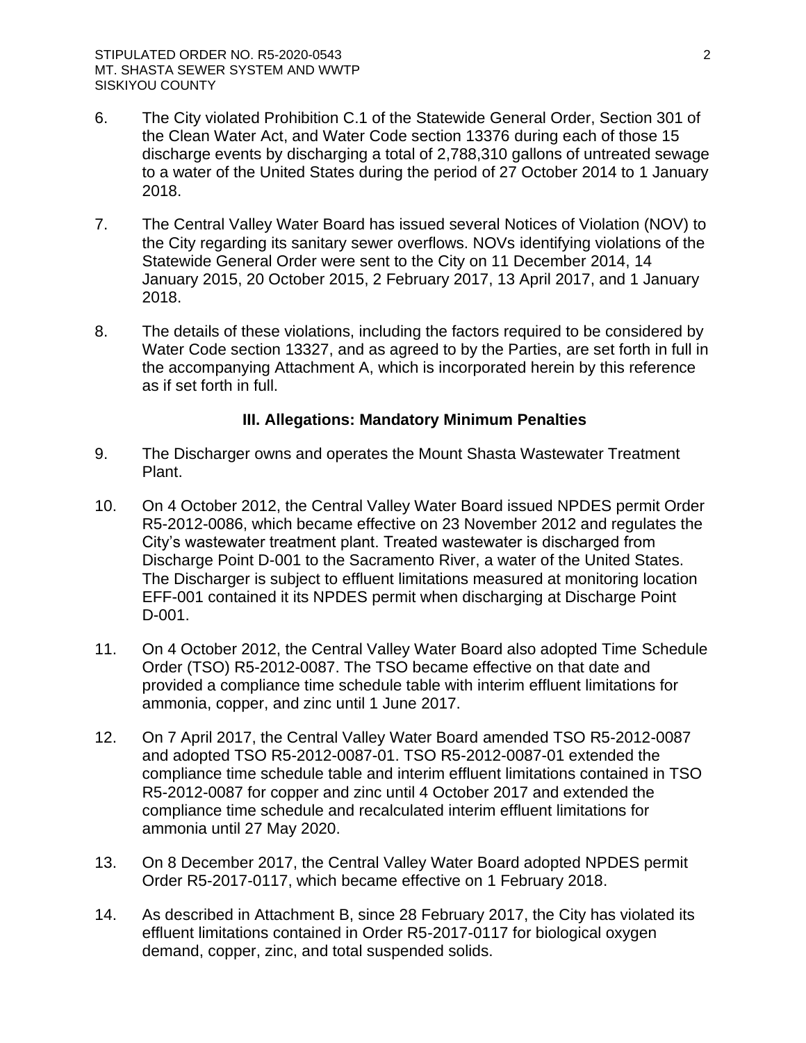6. The City violated Prohibition C.1 of the Statewide General Order, Section 301 of the Clean Water Act, and Water Code section 13376 during each of those 15 discharge events by discharging a total of 2,788,310 gallons of untreated sewage to a water of the United States during the period of 27 October 2014 to 1 January 2018.

7. The Central Valley Water Board has issued several Notices of Violation (NOV) to the City regarding its sanitary sewer overflows. NOVs identifying violations of the Statewide General Order were sent to the City on 11 December 2014, 14 January 2015, 20 October 2015, 2 February 2017, 13 April 2017, and 1 January 2018.

8. The details of these violations, including the factors required to be considered by Water Code section 13327, and as agreed to by the Parties, are set forth in full in the accompanying Attachment A, which is incorporated herein by this reference as if set forth in full.

### III. Allegations: Mandatory Minimum Penalties

9. The Discharger owns and operates the Mount Shasta Wastewater Treatment Plant.

10. On 4 October 2012, the Central Valley Water Board issued NPDES permit Order R5-2012-0086, which became effective on 23 November 2012 and regulates the City's wastewater treatment plant. Treated wastewater is discharged from Discharge Point D-001 to the Sacramento River, a water of the United States. The Discharger is subject to effluent limitations measured at monitoring location EFF-001 contained it its NPDES permit when discharging at Discharge Point D-001.

11. On 4 October 2012, the Central Valley Water Board also adopted Time Schedule Order (TSO) R5-2012-0087. The TSO became effective on that date and provided a compliance time schedule table with interim effluent limitations for ammonia, copper, and zinc until 1 June 2017.

12. On 7 April 2017, the Central Valley Water Board amended TSO R5-2012-0087 and adopted TSO R5-2012-0087-01. TSO R5-2012-0087-01 extended the compliance time schedule table and interim effluent limitations contained in TSO R5-2012-0087 for copper and zinc until 4 October 2017 and extended the compliance time schedule and recalculated interim effluent limitations for ammonia until 27 May 2020.

13. On 8 December 2017, the Central Valley Water Board adopted NPDES permit Order R5-2017-0117, which became effective on 1 February 2018.

14. As described in Attachment B, since 28 February 2017, the City has violated its effluent limitations contained in Order R5-2017-0117 for biological oxygen demand, copper, zinc, and total suspended solids.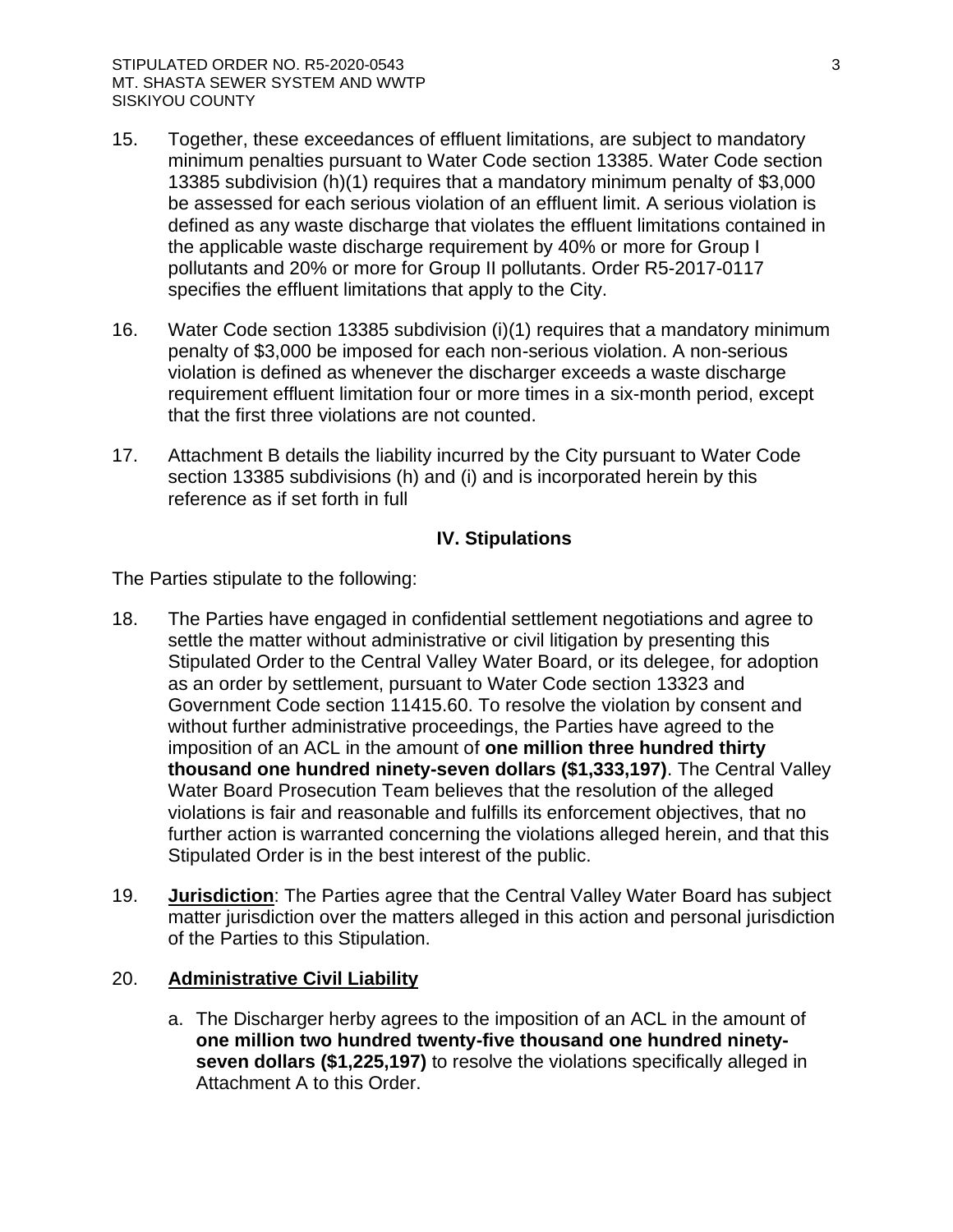15. Together, these exceedances of effluent limitations, are subject to mandatory minimum penalties pursuant to Water Code section 13385. Water Code section 13385 subdivision (h)(1) requires that a mandatory minimum penalty of $3,000 be assessed for each serious violation of an effluent limit. A serious violation is defined as any waste discharge that violates the effluent limitations contained in the applicable waste discharge requirement by 40% or more for Group I pollutants and 20% or more for Group II pollutants. Order R5-2017-0117 specifies the effluent limitations that apply to the City.

16. Water Code section 13385 subdivision (i)(1) requires that a mandatory minimum penalty of $3,000 be imposed for each non-serious violation. A non-serious violation is defined as whenever the discharger exceeds a waste discharge requirement effluent limitation four or more times in a six-month period, except that the first three violations are not counted.

17. Attachment B details the liability incurred by the City pursuant to Water Code section 13385 subdivisions (h) and (i) and is incorporated herein by this reference as if set forth in full

## IV. Stipulations

The Parties stipulate to the following:

18. The Parties have engaged in confidential settlement negotiations and agree to settle the matter without administrative or civil litigation by presenting this Stipulated Order to the Central Valley Water Board, or its delegee, for adoption as an order by settlement, pursuant to Water Code section 13323 and Government Code section 11415.60. To resolve the violation by consent and without further administrative proceedings, the Parties have agreed to the imposition of an ACL in the amount of **one million three hundred thirty thousand one hundred ninety-seven dollars ($1,333,197)**. The Central Valley Water Board Prosecution Team believes that the resolution of the alleged violations is fair and reasonable and fulfills its enforcement objectives, that no further action is warranted concerning the violations alleged herein, and that this Stipulated Order is in the best interest of the public.

19. **Jurisdiction**: The Parties agree that the Central Valley Water Board has subject matter jurisdiction over the matters alleged in this action and personal jurisdiction of the Parties to this Stipulation.

20. **Administrative Civil Liability**

    a. The Discharger herby agrees to the imposition of an ACL in the amount of **one million two hundred twenty-five thousand one hundred ninety-seven dollars ($1,225,197)** to resolve the violations specifically alleged in Attachment A to this Order.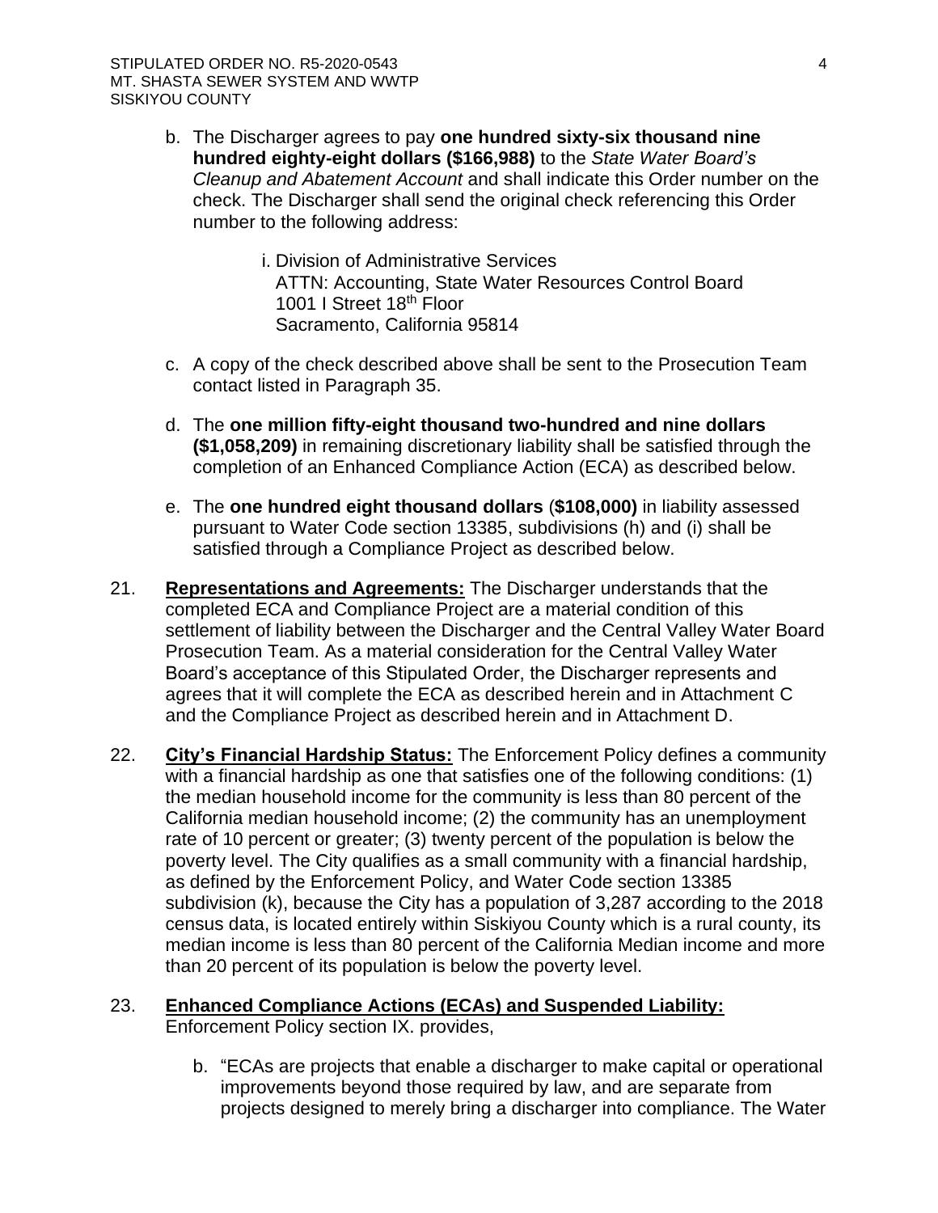b. The Discharger agrees to pay **one hundred sixty-six thousand nine hundred eighty-eight dollars ($166,988)** to the *State Water Board's Cleanup and Abatement Account* and shall indicate this Order number on the check. The Discharger shall send the original check referencing this Order number to the following address:

   i. Division of Administrative Services
      ATTN: Accounting, State Water Resources Control Board
      1001 I Street 18th Floor
      Sacramento, California 95814

c. A copy of the check described above shall be sent to the Prosecution Team contact listed in Paragraph 35.

d. The **one million fifty-eight thousand two-hundred and nine dollars ($1,058,209)** in remaining discretionary liability shall be satisfied through the completion of an Enhanced Compliance Action (ECA) as described below.

e. The **one hundred eight thousand dollars** (**$108,000)** in liability assessed pursuant to Water Code section 13385, subdivisions (h) and (i) shall be satisfied through a Compliance Project as described below.

21. **Representations and Agreements:** The Discharger understands that the completed ECA and Compliance Project are a material condition of this settlement of liability between the Discharger and the Central Valley Water Board Prosecution Team. As a material consideration for the Central Valley Water Board's acceptance of this Stipulated Order, the Discharger represents and agrees that it will complete the ECA as described herein and in Attachment C and the Compliance Project as described herein and in Attachment D.

22. **City's Financial Hardship Status:** The Enforcement Policy defines a community with a financial hardship as one that satisfies one of the following conditions: (1) the median household income for the community is less than 80 percent of the California median household income; (2) the community has an unemployment rate of 10 percent or greater; (3) twenty percent of the population is below the poverty level. The City qualifies as a small community with a financial hardship, as defined by the Enforcement Policy, and Water Code section 13385 subdivision (k), because the City has a population of 3,287 according to the 2018 census data, is located entirely within Siskiyou County which is a rural county, its median income is less than 80 percent of the California Median income and more than 20 percent of its population is below the poverty level.

23. **Enhanced Compliance Actions (ECAs) and Suspended Liability:** Enforcement Policy section IX. provides,

   b. "ECAs are projects that enable a discharger to make capital or operational improvements beyond those required by law, and are separate from projects designed to merely bring a discharger into compliance. The Water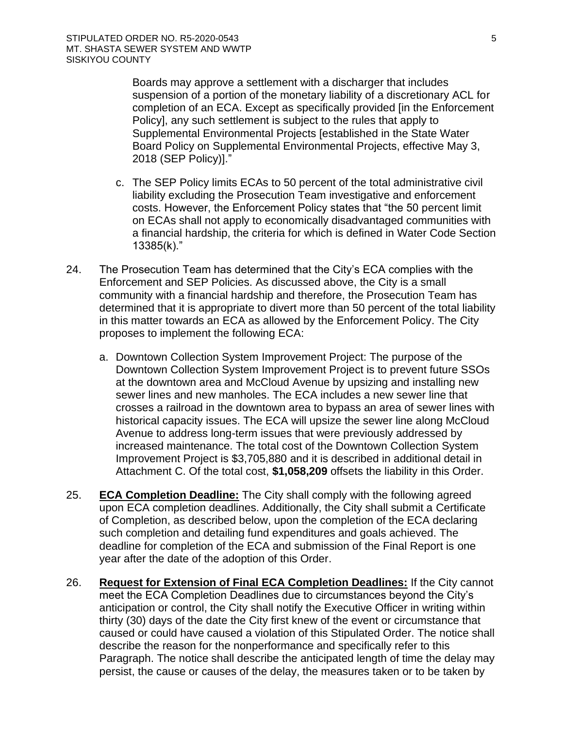Boards may approve a settlement with a discharger that includes suspension of a portion of the monetary liability of a discretionary ACL for completion of an ECA. Except as specifically provided [in the Enforcement Policy], any such settlement is subject to the rules that apply to Supplemental Environmental Projects [established in the State Water Board Policy on Supplemental Environmental Projects, effective May 3, 2018 (SEP Policy)]."

c. The SEP Policy limits ECAs to 50 percent of the total administrative civil liability excluding the Prosecution Team investigative and enforcement costs. However, the Enforcement Policy states that "the 50 percent limit on ECAs shall not apply to economically disadvantaged communities with a financial hardship, the criteria for which is defined in Water Code Section 13385(k)."

24. The Prosecution Team has determined that the City's ECA complies with the Enforcement and SEP Policies. As discussed above, the City is a small community with a financial hardship and therefore, the Prosecution Team has determined that it is appropriate to divert more than 50 percent of the total liability in this matter towards an ECA as allowed by the Enforcement Policy. The City proposes to implement the following ECA:

    a. Downtown Collection System Improvement Project: The purpose of the Downtown Collection System Improvement Project is to prevent future SSOs at the downtown area and McCloud Avenue by upsizing and installing new sewer lines and new manholes. The ECA includes a new sewer line that crosses a railroad in the downtown area to bypass an area of sewer lines with historical capacity issues. The ECA will upsize the sewer line along McCloud Avenue to address long-term issues that were previously addressed by increased maintenance. The total cost of the Downtown Collection System Improvement Project is $3,705,880 and it is described in additional detail in Attachment C. Of the total cost, **$1,058,209** offsets the liability in this Order.

25. **ECA Completion Deadline:** The City shall comply with the following agreed upon ECA completion deadlines. Additionally, the City shall submit a Certificate of Completion, as described below, upon the completion of the ECA declaring such completion and detailing fund expenditures and goals achieved. The deadline for completion of the ECA and submission of the Final Report is one year after the date of the adoption of this Order.

26. **Request for Extension of Final ECA Completion Deadlines:** If the City cannot meet the ECA Completion Deadlines due to circumstances beyond the City's anticipation or control, the City shall notify the Executive Officer in writing within thirty (30) days of the date the City first knew of the event or circumstance that caused or could have caused a violation of this Stipulated Order. The notice shall describe the reason for the nonperformance and specifically refer to this Paragraph. The notice shall describe the anticipated length of time the delay may persist, the cause or causes of the delay, the measures taken or to be taken by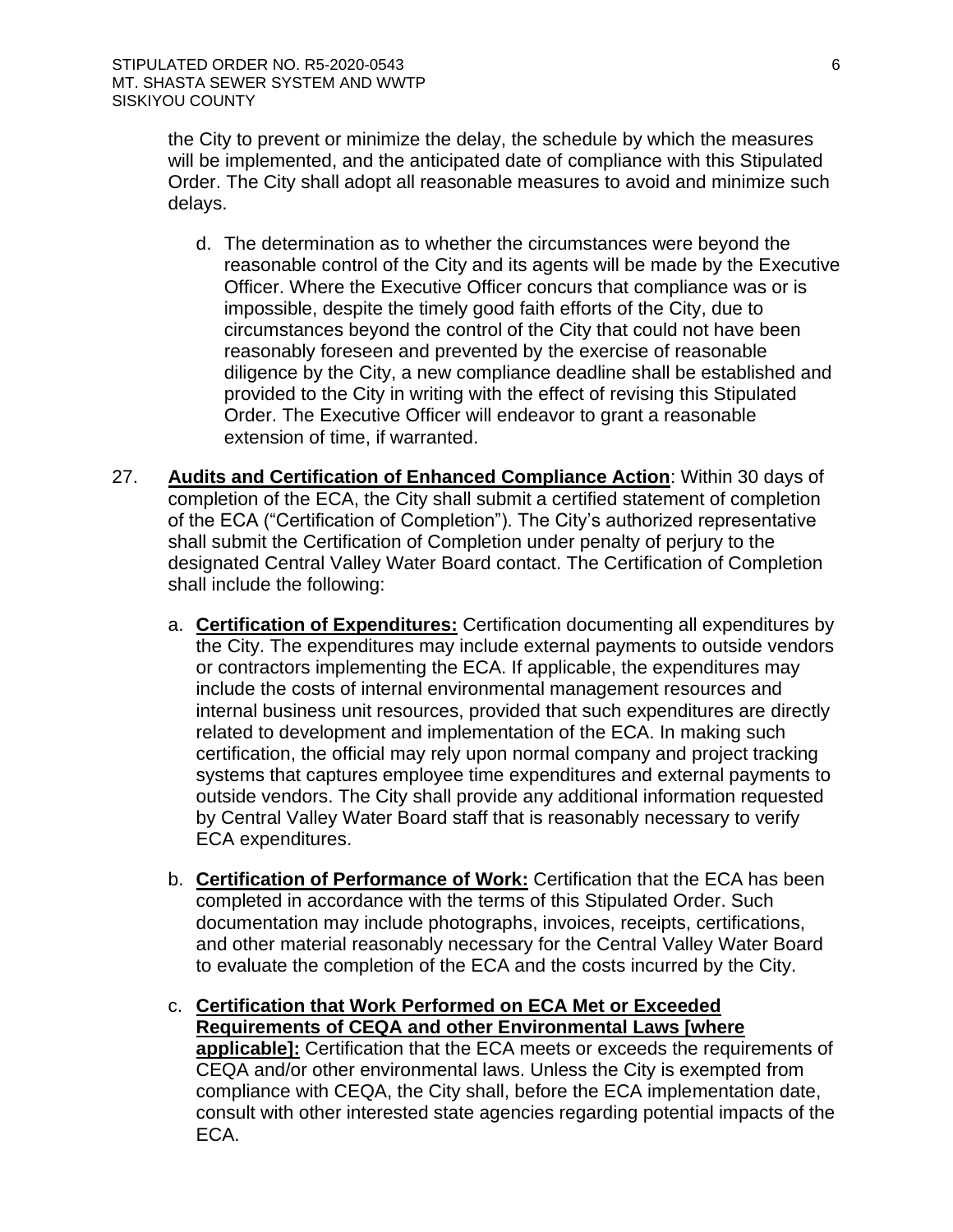the City to prevent or minimize the delay, the schedule by which the measures will be implemented, and the anticipated date of compliance with this Stipulated Order. The City shall adopt all reasonable measures to avoid and minimize such delays.

d. The determination as to whether the circumstances were beyond the reasonable control of the City and its agents will be made by the Executive Officer. Where the Executive Officer concurs that compliance was or is impossible, despite the timely good faith efforts of the City, due to circumstances beyond the control of the City that could not have been reasonably foreseen and prevented by the exercise of reasonable diligence by the City, a new compliance deadline shall be established and provided to the City in writing with the effect of revising this Stipulated Order. The Executive Officer will endeavor to grant a reasonable extension of time, if warranted.

27. **Audits and Certification of Enhanced Compliance Action**: Within 30 days of completion of the ECA, the City shall submit a certified statement of completion of the ECA ("Certification of Completion"). The City's authorized representative shall submit the Certification of Completion under penalty of perjury to the designated Central Valley Water Board contact. The Certification of Completion shall include the following:

a. **Certification of Expenditures:** Certification documenting all expenditures by the City. The expenditures may include external payments to outside vendors or contractors implementing the ECA. If applicable, the expenditures may include the costs of internal environmental management resources and internal business unit resources, provided that such expenditures are directly related to development and implementation of the ECA. In making such certification, the official may rely upon normal company and project tracking systems that captures employee time expenditures and external payments to outside vendors. The City shall provide any additional information requested by Central Valley Water Board staff that is reasonably necessary to verify ECA expenditures.

b. **Certification of Performance of Work:** Certification that the ECA has been completed in accordance with the terms of this Stipulated Order. Such documentation may include photographs, invoices, receipts, certifications, and other material reasonably necessary for the Central Valley Water Board to evaluate the completion of the ECA and the costs incurred by the City.

c. **Certification that Work Performed on ECA Met or Exceeded Requirements of CEQA and other Environmental Laws [where applicable]:** Certification that the ECA meets or exceeds the requirements of CEQA and/or other environmental laws. Unless the City is exempted from compliance with CEQA, the City shall, before the ECA implementation date, consult with other interested state agencies regarding potential impacts of the ECA.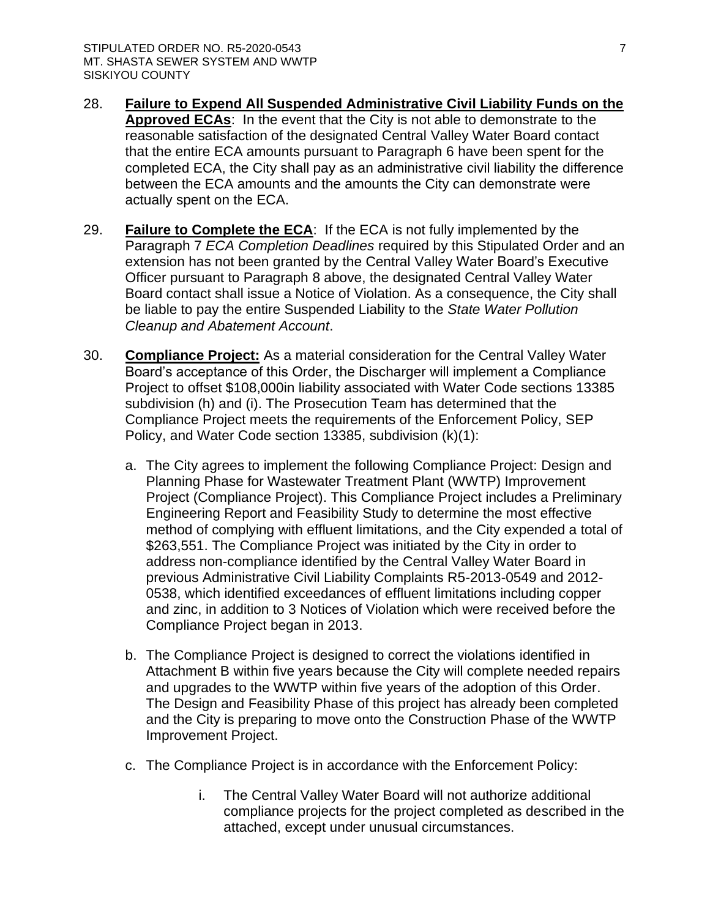28. **Failure to Expend All Suspended Administrative Civil Liability Funds on the Approved ECAs**: In the event that the City is not able to demonstrate to the reasonable satisfaction of the designated Central Valley Water Board contact that the entire ECA amounts pursuant to Paragraph 6 have been spent for the completed ECA, the City shall pay as an administrative civil liability the difference between the ECA amounts and the amounts the City can demonstrate were actually spent on the ECA.

29. **Failure to Complete the ECA**: If the ECA is not fully implemented by the Paragraph 7 *ECA Completion Deadlines* required by this Stipulated Order and an extension has not been granted by the Central Valley Water Board's Executive Officer pursuant to Paragraph 8 above, the designated Central Valley Water Board contact shall issue a Notice of Violation. As a consequence, the City shall be liable to pay the entire Suspended Liability to the *State Water Pollution Cleanup and Abatement Account*.

30. **Compliance Project:** As a material consideration for the Central Valley Water Board's acceptance of this Order, the Discharger will implement a Compliance Project to offset $108,000in liability associated with Water Code sections 13385 subdivision (h) and (i). The Prosecution Team has determined that the Compliance Project meets the requirements of the Enforcement Policy, SEP Policy, and Water Code section 13385, subdivision (k)(1):

    a. The City agrees to implement the following Compliance Project: Design and Planning Phase for Wastewater Treatment Plant (WWTP) Improvement Project (Compliance Project). This Compliance Project includes a Preliminary Engineering Report and Feasibility Study to determine the most effective method of complying with effluent limitations, and the City expended a total of $263,551. The Compliance Project was initiated by the City in order to address non-compliance identified by the Central Valley Water Board in previous Administrative Civil Liability Complaints R5-2013-0549 and 2012-0538, which identified exceedances of effluent limitations including copper and zinc, in addition to 3 Notices of Violation which were received before the Compliance Project began in 2013.

    b. The Compliance Project is designed to correct the violations identified in Attachment B within five years because the City will complete needed repairs and upgrades to the WWTP within five years of the adoption of this Order. The Design and Feasibility Phase of this project has already been completed and the City is preparing to move onto the Construction Phase of the WWTP Improvement Project.

    c. The Compliance Project is in accordance with the Enforcement Policy:

        i. The Central Valley Water Board will not authorize additional compliance projects for the project completed as described in the attached, except under unusual circumstances.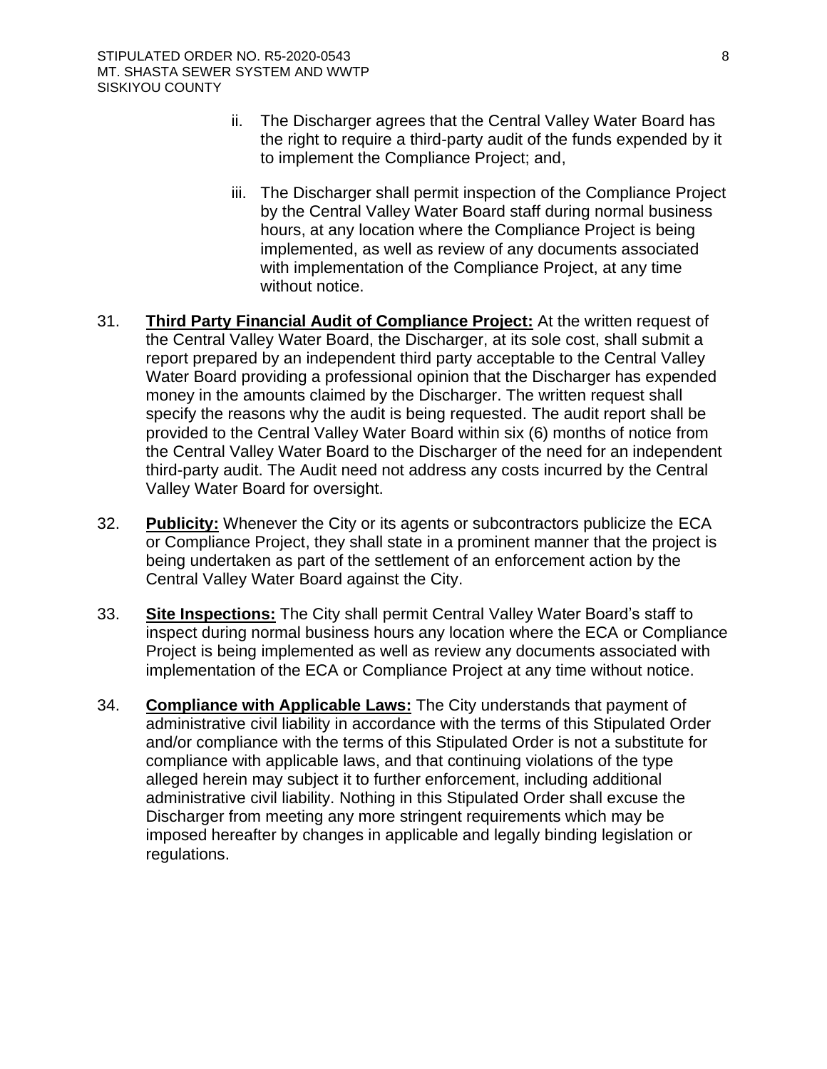ii. The Discharger agrees that the Central Valley Water Board has the right to require a third-party audit of the funds expended by it to implement the Compliance Project; and,

iii. The Discharger shall permit inspection of the Compliance Project by the Central Valley Water Board staff during normal business hours, at any location where the Compliance Project is being implemented, as well as review of any documents associated with implementation of the Compliance Project, at any time without notice.

31. **<u>Third Party Financial Audit of Compliance Project:</u>** At the written request of the Central Valley Water Board, the Discharger, at its sole cost, shall submit a report prepared by an independent third party acceptable to the Central Valley Water Board providing a professional opinion that the Discharger has expended money in the amounts claimed by the Discharger. The written request shall specify the reasons why the audit is being requested. The audit report shall be provided to the Central Valley Water Board within six (6) months of notice from the Central Valley Water Board to the Discharger of the need for an independent third-party audit. The Audit need not address any costs incurred by the Central Valley Water Board for oversight.

32. **<u>Publicity:</u>** Whenever the City or its agents or subcontractors publicize the ECA or Compliance Project, they shall state in a prominent manner that the project is being undertaken as part of the settlement of an enforcement action by the Central Valley Water Board against the City.

33. **<u>Site Inspections:</u>** The City shall permit Central Valley Water Board's staff to inspect during normal business hours any location where the ECA or Compliance Project is being implemented as well as review any documents associated with implementation of the ECA or Compliance Project at any time without notice.

34. **<u>Compliance with Applicable Laws:</u>** The City understands that payment of administrative civil liability in accordance with the terms of this Stipulated Order and/or compliance with the terms of this Stipulated Order is not a substitute for compliance with applicable laws, and that continuing violations of the type alleged herein may subject it to further enforcement, including additional administrative civil liability. Nothing in this Stipulated Order shall excuse the Discharger from meeting any more stringent requirements which may be imposed hereafter by changes in applicable and legally binding legislation or regulations.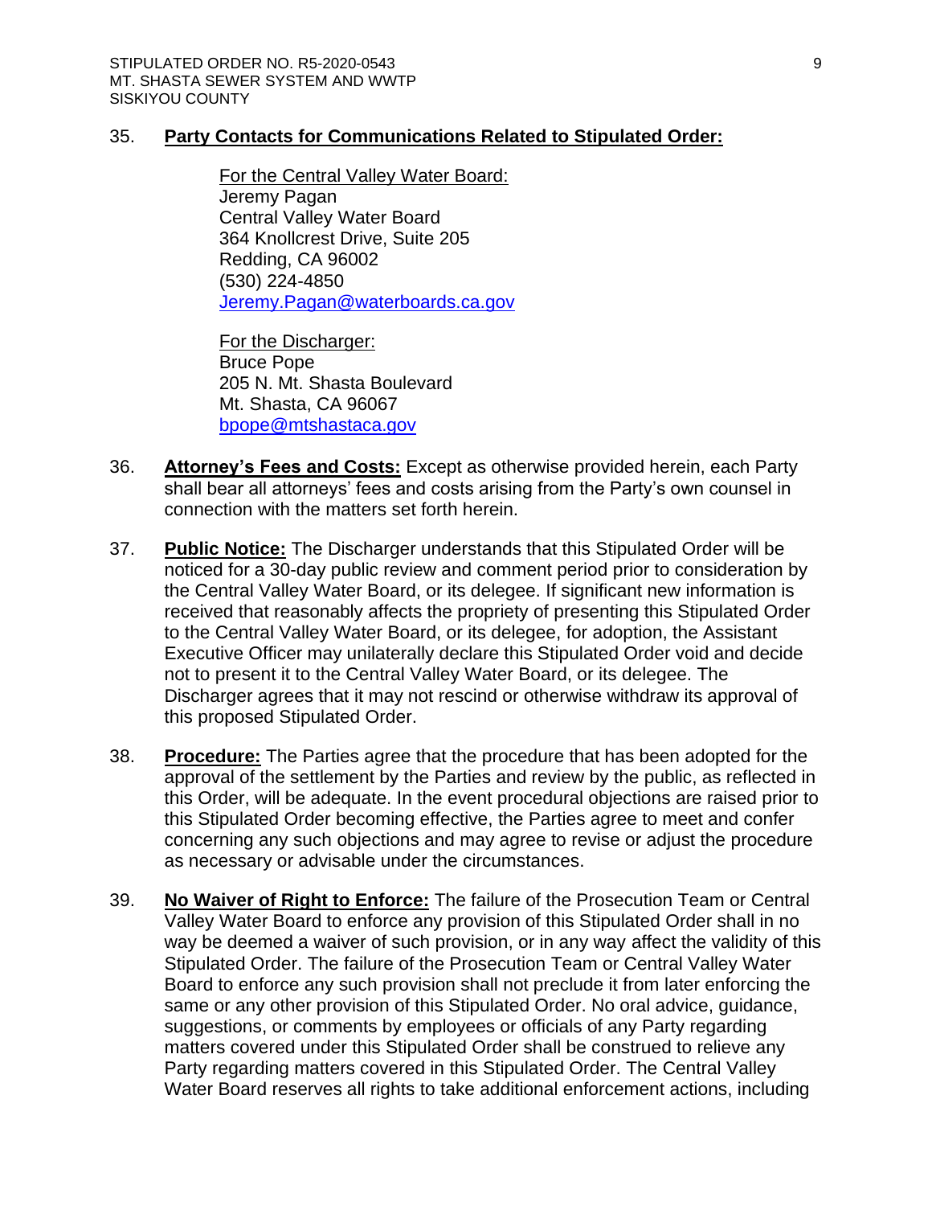35. **<u>Party Contacts for Communications Related to Stipulated Order:</u>**

    <u>For the Central Valley Water Board:</u>
    Jeremy Pagan
    Central Valley Water Board
    364 Knollcrest Drive, Suite 205
    Redding, CA 96002
    (530) 224-4850
    Jeremy.Pagan@waterboards.ca.gov

    <u>For the Discharger:</u>
    Bruce Pope
    205 N. Mt. Shasta Boulevard
    Mt. Shasta, CA 96067
    bpope@mtshastaca.gov

36. **<u>Attorney's Fees and Costs:</u>** Except as otherwise provided herein, each Party shall bear all attorneys' fees and costs arising from the Party's own counsel in connection with the matters set forth herein.

37. **<u>Public Notice:</u>** The Discharger understands that this Stipulated Order will be noticed for a 30-day public review and comment period prior to consideration by the Central Valley Water Board, or its delegee. If significant new information is received that reasonably affects the propriety of presenting this Stipulated Order to the Central Valley Water Board, or its delegee, for adoption, the Assistant Executive Officer may unilaterally declare this Stipulated Order void and decide not to present it to the Central Valley Water Board, or its delegee. The Discharger agrees that it may not rescind or otherwise withdraw its approval of this proposed Stipulated Order.

38. **<u>Procedure:</u>** The Parties agree that the procedure that has been adopted for the approval of the settlement by the Parties and review by the public, as reflected in this Order, will be adequate. In the event procedural objections are raised prior to this Stipulated Order becoming effective, the Parties agree to meet and confer concerning any such objections and may agree to revise or adjust the procedure as necessary or advisable under the circumstances.

39. **<u>No Waiver of Right to Enforce:</u>** The failure of the Prosecution Team or Central Valley Water Board to enforce any provision of this Stipulated Order shall in no way be deemed a waiver of such provision, or in any way affect the validity of this Stipulated Order. The failure of the Prosecution Team or Central Valley Water Board to enforce any such provision shall not preclude it from later enforcing the same or any other provision of this Stipulated Order. No oral advice, guidance, suggestions, or comments by employees or officials of any Party regarding matters covered under this Stipulated Order shall be construed to relieve any Party regarding matters covered in this Stipulated Order. The Central Valley Water Board reserves all rights to take additional enforcement actions, including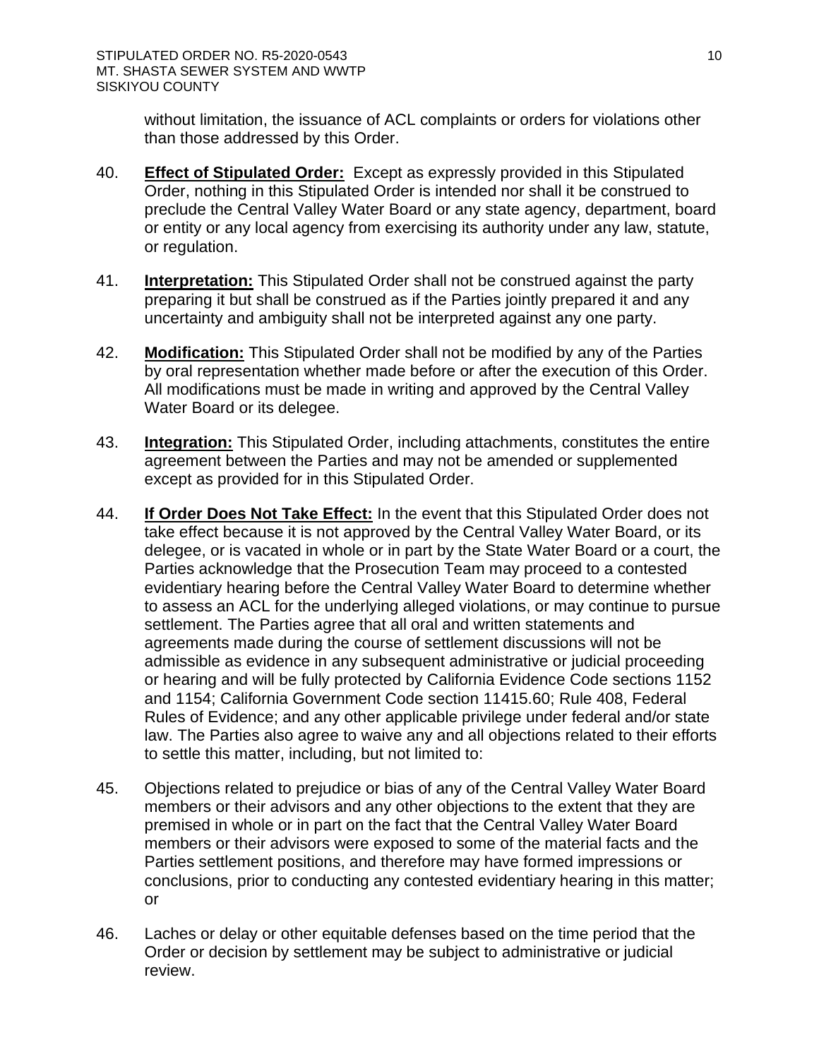without limitation, the issuance of ACL complaints or orders for violations other than those addressed by this Order.

40. **Effect of Stipulated Order:** Except as expressly provided in this Stipulated Order, nothing in this Stipulated Order is intended nor shall it be construed to preclude the Central Valley Water Board or any state agency, department, board or entity or any local agency from exercising its authority under any law, statute, or regulation.

41. **Interpretation:** This Stipulated Order shall not be construed against the party preparing it but shall be construed as if the Parties jointly prepared it and any uncertainty and ambiguity shall not be interpreted against any one party.

42. **Modification:** This Stipulated Order shall not be modified by any of the Parties by oral representation whether made before or after the execution of this Order. All modifications must be made in writing and approved by the Central Valley Water Board or its delegee.

43. **Integration:** This Stipulated Order, including attachments, constitutes the entire agreement between the Parties and may not be amended or supplemented except as provided for in this Stipulated Order.

44. **If Order Does Not Take Effect:** In the event that this Stipulated Order does not take effect because it is not approved by the Central Valley Water Board, or its delegee, or is vacated in whole or in part by the State Water Board or a court, the Parties acknowledge that the Prosecution Team may proceed to a contested evidentiary hearing before the Central Valley Water Board to determine whether to assess an ACL for the underlying alleged violations, or may continue to pursue settlement. The Parties agree that all oral and written statements and agreements made during the course of settlement discussions will not be admissible as evidence in any subsequent administrative or judicial proceeding or hearing and will be fully protected by California Evidence Code sections 1152 and 1154; California Government Code section 11415.60; Rule 408, Federal Rules of Evidence; and any other applicable privilege under federal and/or state law. The Parties also agree to waive any and all objections related to their efforts to settle this matter, including, but not limited to:

45. Objections related to prejudice or bias of any of the Central Valley Water Board members or their advisors and any other objections to the extent that they are premised in whole or in part on the fact that the Central Valley Water Board members or their advisors were exposed to some of the material facts and the Parties settlement positions, and therefore may have formed impressions or conclusions, prior to conducting any contested evidentiary hearing in this matter; or

46. Laches or delay or other equitable defenses based on the time period that the Order or decision by settlement may be subject to administrative or judicial review.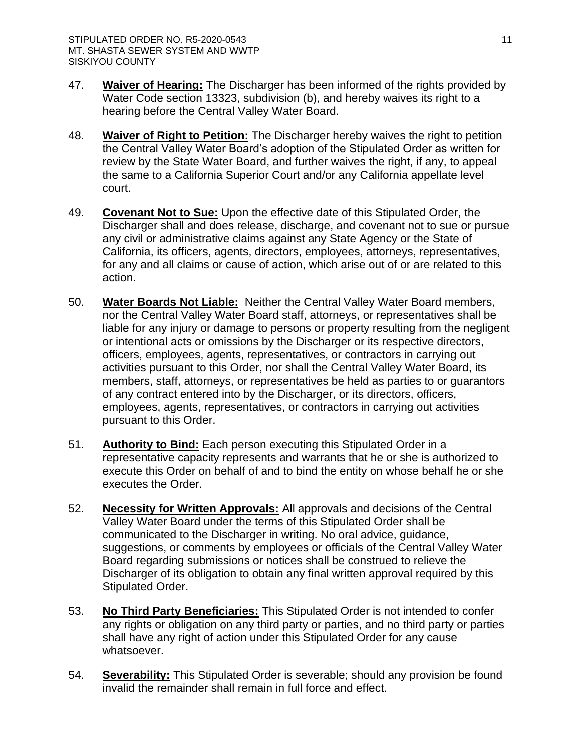47. **Waiver of Hearing:** The Discharger has been informed of the rights provided by Water Code section 13323, subdivision (b), and hereby waives its right to a hearing before the Central Valley Water Board.

48. **Waiver of Right to Petition:** The Discharger hereby waives the right to petition the Central Valley Water Board's adoption of the Stipulated Order as written for review by the State Water Board, and further waives the right, if any, to appeal the same to a California Superior Court and/or any California appellate level court.

49. **Covenant Not to Sue:** Upon the effective date of this Stipulated Order, the Discharger shall and does release, discharge, and covenant not to sue or pursue any civil or administrative claims against any State Agency or the State of California, its officers, agents, directors, employees, attorneys, representatives, for any and all claims or cause of action, which arise out of or are related to this action.

50. **Water Boards Not Liable:** Neither the Central Valley Water Board members, nor the Central Valley Water Board staff, attorneys, or representatives shall be liable for any injury or damage to persons or property resulting from the negligent or intentional acts or omissions by the Discharger or its respective directors, officers, employees, agents, representatives, or contractors in carrying out activities pursuant to this Order, nor shall the Central Valley Water Board, its members, staff, attorneys, or representatives be held as parties to or guarantors of any contract entered into by the Discharger, or its directors, officers, employees, agents, representatives, or contractors in carrying out activities pursuant to this Order.

51. **Authority to Bind:** Each person executing this Stipulated Order in a representative capacity represents and warrants that he or she is authorized to execute this Order on behalf of and to bind the entity on whose behalf he or she executes the Order.

52. **Necessity for Written Approvals:** All approvals and decisions of the Central Valley Water Board under the terms of this Stipulated Order shall be communicated to the Discharger in writing. No oral advice, guidance, suggestions, or comments by employees or officials of the Central Valley Water Board regarding submissions or notices shall be construed to relieve the Discharger of its obligation to obtain any final written approval required by this Stipulated Order.

53. **No Third Party Beneficiaries:** This Stipulated Order is not intended to confer any rights or obligation on any third party or parties, and no third party or parties shall have any right of action under this Stipulated Order for any cause whatsoever.

54. **Severability:** This Stipulated Order is severable; should any provision be found invalid the remainder shall remain in full force and effect.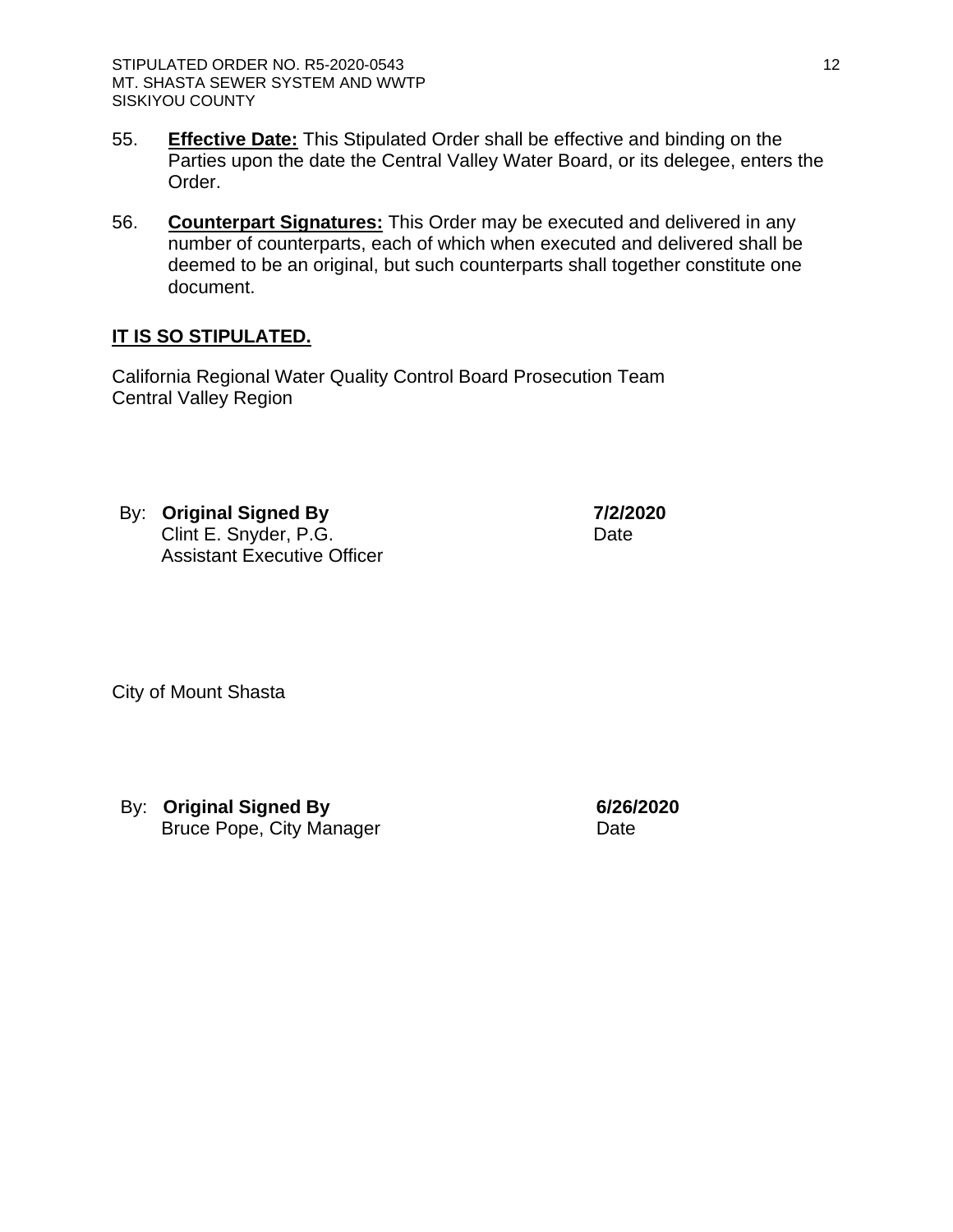55. **Effective Date:** This Stipulated Order shall be effective and binding on the Parties upon the date the Central Valley Water Board, or its delegee, enters the Order.

56. **Counterpart Signatures:** This Order may be executed and delivered in any number of counterparts, each of which when executed and delivered shall be deemed to be an original, but such counterparts shall together constitute one document.

**IT IS SO STIPULATED.**

California Regional Water Quality Control Board Prosecution Team
Central Valley Region

By: **Original Signed By** — **7/2/2020**
Clint E. Snyder, P.G. — Date
Assistant Executive Officer

City of Mount Shasta

By: **Original Signed By** — **6/26/2020**
Bruce Pope, City Manager — Date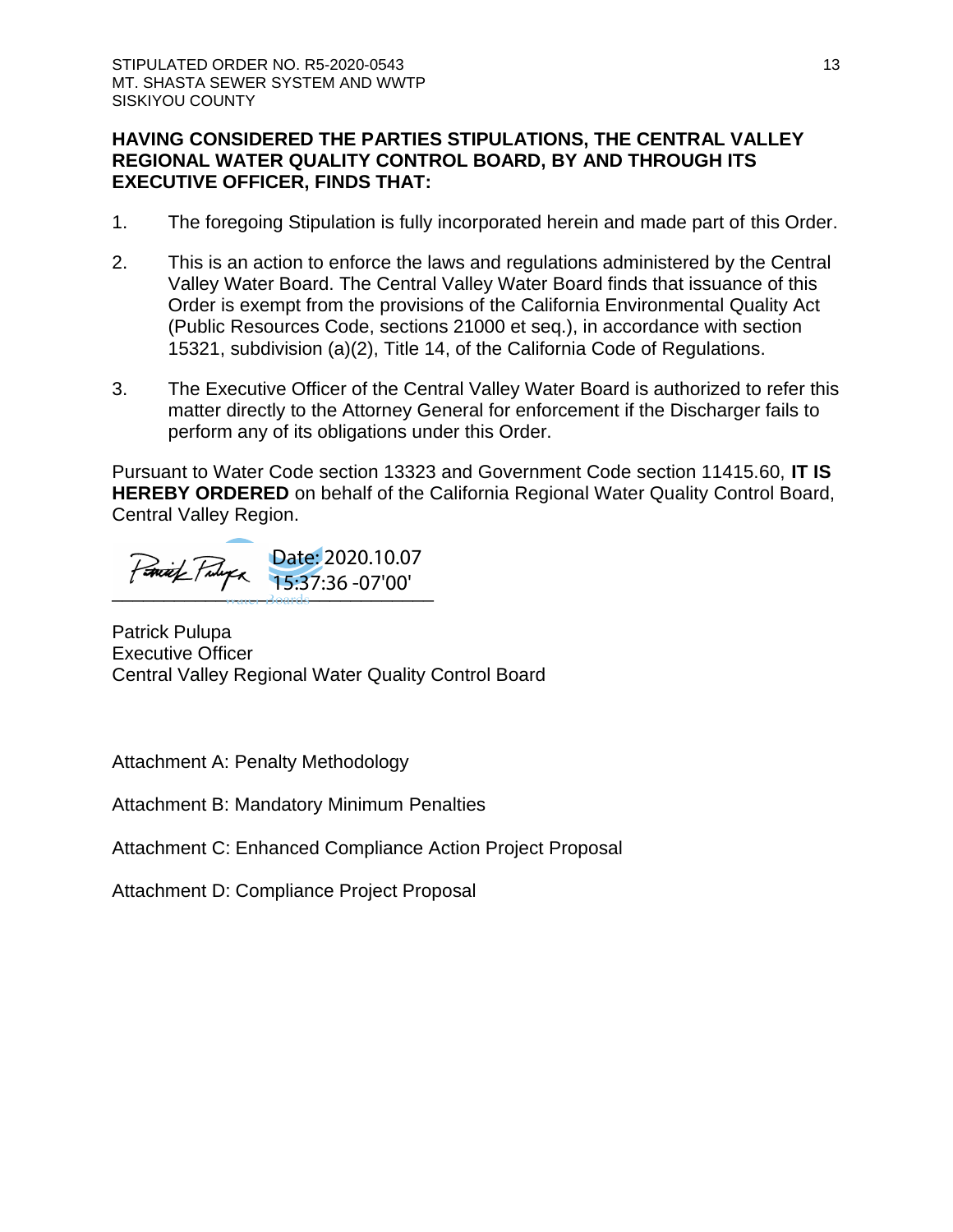**HAVING CONSIDERED THE PARTIES STIPULATIONS, THE CENTRAL VALLEY REGIONAL WATER QUALITY CONTROL BOARD, BY AND THROUGH ITS EXECUTIVE OFFICER, FINDS THAT:**

1. The foregoing Stipulation is fully incorporated herein and made part of this Order.

2. This is an action to enforce the laws and regulations administered by the Central Valley Water Board. The Central Valley Water Board finds that issuance of this Order is exempt from the provisions of the California Environmental Quality Act (Public Resources Code, sections 21000 et seq.), in accordance with section 15321, subdivision (a)(2), Title 14, of the California Code of Regulations.

3. The Executive Officer of the Central Valley Water Board is authorized to refer this matter directly to the Attorney General for enforcement if the Discharger fails to perform any of its obligations under this Order.

Pursuant to Water Code section 13323 and Government Code section 11415.60, **IT IS HEREBY ORDERED** on behalf of the California Regional Water Quality Control Board, Central Valley Region.

Date: 2020.10.07 15:37:36 -07'00'

\_\_\_\_\_\_\_\_\_\_\_\_\_\_\_\_\_\_\_\_\_\_\_\_\_\_\_\_\_\_\_\_\_\_

Patrick Pulupa
Executive Officer
Central Valley Regional Water Quality Control Board

Attachment A: Penalty Methodology

Attachment B: Mandatory Minimum Penalties

Attachment C: Enhanced Compliance Action Project Proposal

Attachment D: Compliance Project Proposal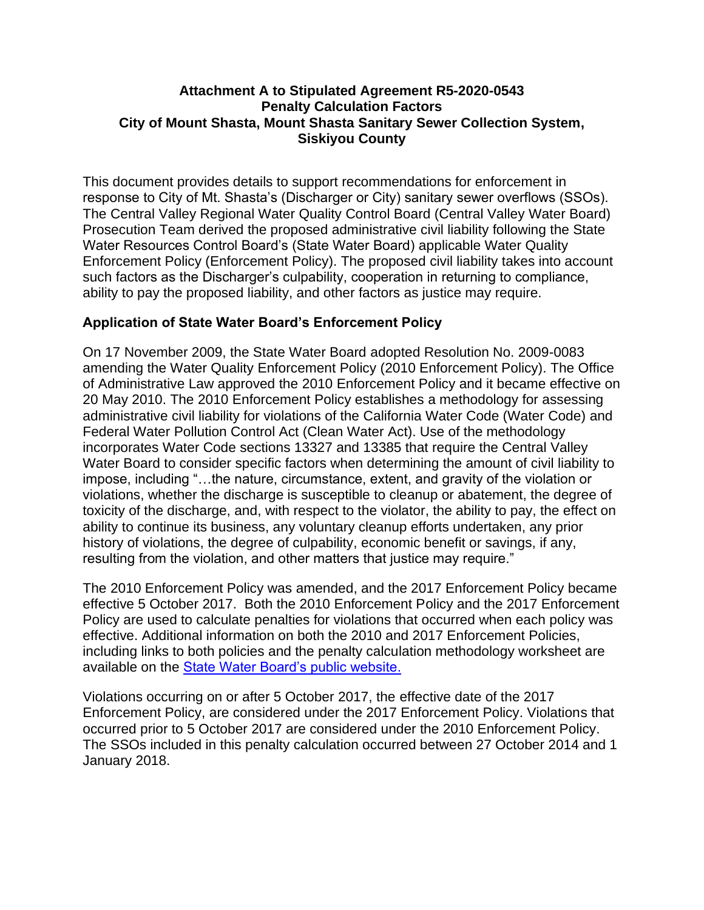**Attachment A to Stipulated Agreement R5-2020-0543**
**Penalty Calculation Factors**
**City of Mount Shasta, Mount Shasta Sanitary Sewer Collection System, Siskiyou County**

This document provides details to support recommendations for enforcement in response to City of Mt. Shasta's (Discharger or City) sanitary sewer overflows (SSOs). The Central Valley Regional Water Quality Control Board (Central Valley Water Board) Prosecution Team derived the proposed administrative civil liability following the State Water Resources Control Board's (State Water Board) applicable Water Quality Enforcement Policy (Enforcement Policy). The proposed civil liability takes into account such factors as the Discharger's culpability, cooperation in returning to compliance, ability to pay the proposed liability, and other factors as justice may require.

## Application of State Water Board's Enforcement Policy

On 17 November 2009, the State Water Board adopted Resolution No. 2009-0083 amending the Water Quality Enforcement Policy (2010 Enforcement Policy). The Office of Administrative Law approved the 2010 Enforcement Policy and it became effective on 20 May 2010. The 2010 Enforcement Policy establishes a methodology for assessing administrative civil liability for violations of the California Water Code (Water Code) and Federal Water Pollution Control Act (Clean Water Act). Use of the methodology incorporates Water Code sections 13327 and 13385 that require the Central Valley Water Board to consider specific factors when determining the amount of civil liability to impose, including "…the nature, circumstance, extent, and gravity of the violation or violations, whether the discharge is susceptible to cleanup or abatement, the degree of toxicity of the discharge, and, with respect to the violator, the ability to pay, the effect on ability to continue its business, any voluntary cleanup efforts undertaken, any prior history of violations, the degree of culpability, economic benefit or savings, if any, resulting from the violation, and other matters that justice may require."

The 2010 Enforcement Policy was amended, and the 2017 Enforcement Policy became effective 5 October 2017. Both the 2010 Enforcement Policy and the 2017 Enforcement Policy are used to calculate penalties for violations that occurred when each policy was effective. Additional information on both the 2010 and 2017 Enforcement Policies, including links to both policies and the penalty calculation methodology worksheet are available on the State Water Board's public website.

Violations occurring on or after 5 October 2017, the effective date of the 2017 Enforcement Policy, are considered under the 2017 Enforcement Policy. Violations that occurred prior to 5 October 2017 are considered under the 2010 Enforcement Policy. The SSOs included in this penalty calculation occurred between 27 October 2014 and 1 January 2018.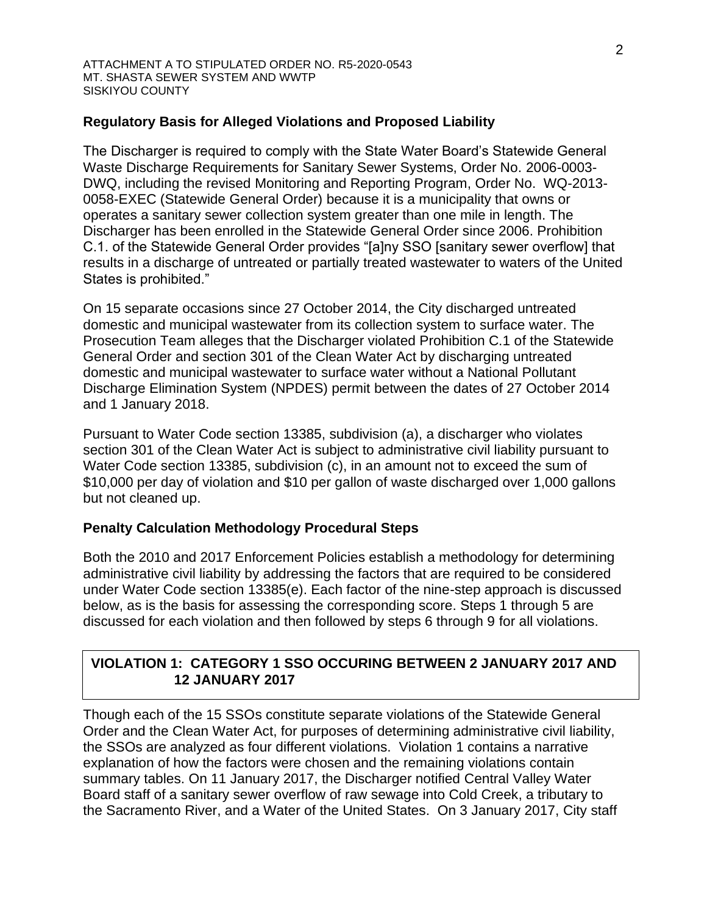## Regulatory Basis for Alleged Violations and Proposed Liability

The Discharger is required to comply with the State Water Board's Statewide General Waste Discharge Requirements for Sanitary Sewer Systems, Order No. 2006-0003-DWQ, including the revised Monitoring and Reporting Program, Order No. WQ-2013-0058-EXEC (Statewide General Order) because it is a municipality that owns or operates a sanitary sewer collection system greater than one mile in length. The Discharger has been enrolled in the Statewide General Order since 2006. Prohibition C.1. of the Statewide General Order provides "[a]ny SSO [sanitary sewer overflow] that results in a discharge of untreated or partially treated wastewater to waters of the United States is prohibited."

On 15 separate occasions since 27 October 2014, the City discharged untreated domestic and municipal wastewater from its collection system to surface water. The Prosecution Team alleges that the Discharger violated Prohibition C.1 of the Statewide General Order and section 301 of the Clean Water Act by discharging untreated domestic and municipal wastewater to surface water without a National Pollutant Discharge Elimination System (NPDES) permit between the dates of 27 October 2014 and 1 January 2018.

Pursuant to Water Code section 13385, subdivision (a), a discharger who violates section 301 of the Clean Water Act is subject to administrative civil liability pursuant to Water Code section 13385, subdivision (c), in an amount not to exceed the sum of $10,000 per day of violation and $10 per gallon of waste discharged over 1,000 gallons but not cleaned up.

## Penalty Calculation Methodology Procedural Steps

Both the 2010 and 2017 Enforcement Policies establish a methodology for determining administrative civil liability by addressing the factors that are required to be considered under Water Code section 13385(e). Each factor of the nine-step approach is discussed below, as is the basis for assessing the corresponding score. Steps 1 through 5 are discussed for each violation and then followed by steps 6 through 9 for all violations.

### VIOLATION 1: CATEGORY 1 SSO OCCURING BETWEEN 2 JANUARY 2017 AND 12 JANUARY 2017

Though each of the 15 SSOs constitute separate violations of the Statewide General Order and the Clean Water Act, for purposes of determining administrative civil liability, the SSOs are analyzed as four different violations. Violation 1 contains a narrative explanation of how the factors were chosen and the remaining violations contain summary tables. On 11 January 2017, the Discharger notified Central Valley Water Board staff of a sanitary sewer overflow of raw sewage into Cold Creek, a tributary to the Sacramento River, and a Water of the United States. On 3 January 2017, City staff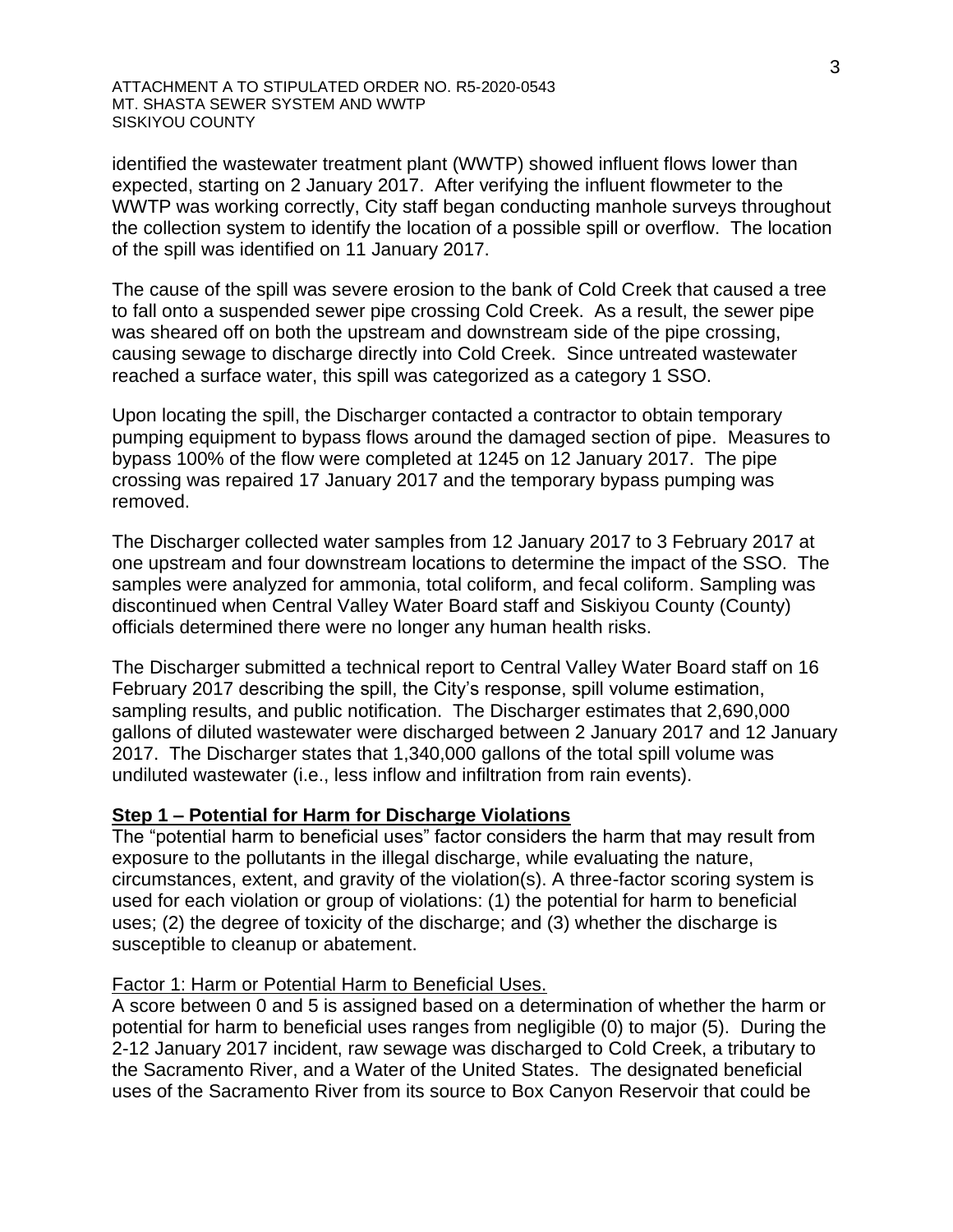identified the wastewater treatment plant (WWTP) showed influent flows lower than expected, starting on 2 January 2017. After verifying the influent flowmeter to the WWTP was working correctly, City staff began conducting manhole surveys throughout the collection system to identify the location of a possible spill or overflow. The location of the spill was identified on 11 January 2017.

The cause of the spill was severe erosion to the bank of Cold Creek that caused a tree to fall onto a suspended sewer pipe crossing Cold Creek. As a result, the sewer pipe was sheared off on both the upstream and downstream side of the pipe crossing, causing sewage to discharge directly into Cold Creek. Since untreated wastewater reached a surface water, this spill was categorized as a category 1 SSO.

Upon locating the spill, the Discharger contacted a contractor to obtain temporary pumping equipment to bypass flows around the damaged section of pipe. Measures to bypass 100% of the flow were completed at 1245 on 12 January 2017. The pipe crossing was repaired 17 January 2017 and the temporary bypass pumping was removed.

The Discharger collected water samples from 12 January 2017 to 3 February 2017 at one upstream and four downstream locations to determine the impact of the SSO. The samples were analyzed for ammonia, total coliform, and fecal coliform. Sampling was discontinued when Central Valley Water Board staff and Siskiyou County (County) officials determined there were no longer any human health risks.

The Discharger submitted a technical report to Central Valley Water Board staff on 16 February 2017 describing the spill, the City's response, spill volume estimation, sampling results, and public notification. The Discharger estimates that 2,690,000 gallons of diluted wastewater were discharged between 2 January 2017 and 12 January 2017. The Discharger states that 1,340,000 gallons of the total spill volume was undiluted wastewater (i.e., less inflow and infiltration from rain events).

**Step 1 – Potential for Harm for Discharge Violations**

The "potential harm to beneficial uses" factor considers the harm that may result from exposure to the pollutants in the illegal discharge, while evaluating the nature, circumstances, extent, and gravity of the violation(s). A three-factor scoring system is used for each violation or group of violations: (1) the potential for harm to beneficial uses; (2) the degree of toxicity of the discharge; and (3) whether the discharge is susceptible to cleanup or abatement.

Factor 1: Harm or Potential Harm to Beneficial Uses.

A score between 0 and 5 is assigned based on a determination of whether the harm or potential for harm to beneficial uses ranges from negligible (0) to major (5). During the 2-12 January 2017 incident, raw sewage was discharged to Cold Creek, a tributary to the Sacramento River, and a Water of the United States. The designated beneficial uses of the Sacramento River from its source to Box Canyon Reservoir that could be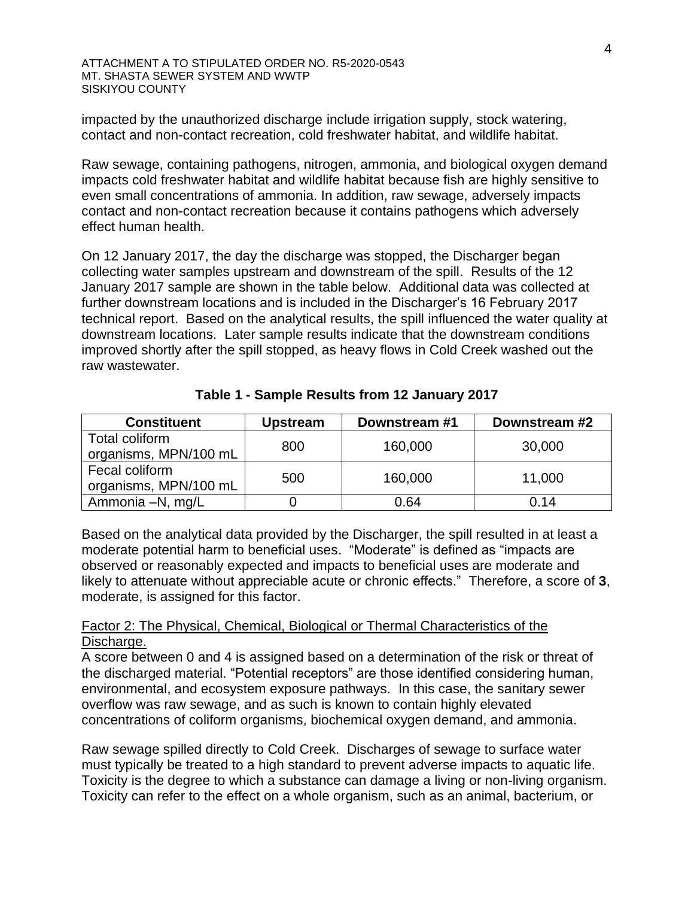impacted by the unauthorized discharge include irrigation supply, stock watering, contact and non-contact recreation, cold freshwater habitat, and wildlife habitat.

Raw sewage, containing pathogens, nitrogen, ammonia, and biological oxygen demand impacts cold freshwater habitat and wildlife habitat because fish are highly sensitive to even small concentrations of ammonia. In addition, raw sewage, adversely impacts contact and non-contact recreation because it contains pathogens which adversely effect human health.

On 12 January 2017, the day the discharge was stopped, the Discharger began collecting water samples upstream and downstream of the spill. Results of the 12 January 2017 sample are shown in the table below. Additional data was collected at further downstream locations and is included in the Discharger's 16 February 2017 technical report. Based on the analytical results, the spill influenced the water quality at downstream locations. Later sample results indicate that the downstream conditions improved shortly after the spill stopped, as heavy flows in Cold Creek washed out the raw wastewater.

**Table 1 - Sample Results from 12 January 2017**

| Constituent | Upstream | Downstream #1 | Downstream #2 |
|---|---|---|---|
| Total coliform organisms, MPN/100 mL | 800 | 160,000 | 30,000 |
| Fecal coliform organisms, MPN/100 mL | 500 | 160,000 | 11,000 |
| Ammonia –N, mg/L | 0 | 0.64 | 0.14 |

Based on the analytical data provided by the Discharger, the spill resulted in at least a moderate potential harm to beneficial uses. "Moderate" is defined as "impacts are observed or reasonably expected and impacts to beneficial uses are moderate and likely to attenuate without appreciable acute or chronic effects." Therefore, a score of **3**, moderate, is assigned for this factor.

Factor 2: The Physical, Chemical, Biological or Thermal Characteristics of the Discharge.

A score between 0 and 4 is assigned based on a determination of the risk or threat of the discharged material. "Potential receptors" are those identified considering human, environmental, and ecosystem exposure pathways. In this case, the sanitary sewer overflow was raw sewage, and as such is known to contain highly elevated concentrations of coliform organisms, biochemical oxygen demand, and ammonia.

Raw sewage spilled directly to Cold Creek. Discharges of sewage to surface water must typically be treated to a high standard to prevent adverse impacts to aquatic life. Toxicity is the degree to which a substance can damage a living or non-living organism. Toxicity can refer to the effect on a whole organism, such as an animal, bacterium, or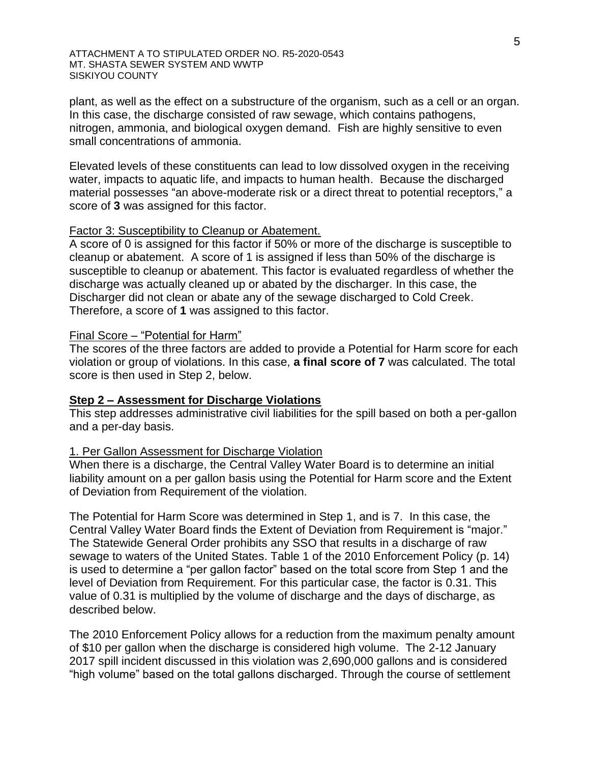plant, as well as the effect on a substructure of the organism, such as a cell or an organ. In this case, the discharge consisted of raw sewage, which contains pathogens, nitrogen, ammonia, and biological oxygen demand. Fish are highly sensitive to even small concentrations of ammonia.

Elevated levels of these constituents can lead to low dissolved oxygen in the receiving water, impacts to aquatic life, and impacts to human health. Because the discharged material possesses "an above-moderate risk or a direct threat to potential receptors," a score of **3** was assigned for this factor.

Factor 3: Susceptibility to Cleanup or Abatement.

A score of 0 is assigned for this factor if 50% or more of the discharge is susceptible to cleanup or abatement. A score of 1 is assigned if less than 50% of the discharge is susceptible to cleanup or abatement. This factor is evaluated regardless of whether the discharge was actually cleaned up or abated by the discharger. In this case, the Discharger did not clean or abate any of the sewage discharged to Cold Creek. Therefore, a score of **1** was assigned to this factor.

Final Score – "Potential for Harm"

The scores of the three factors are added to provide a Potential for Harm score for each violation or group of violations. In this case, **a final score of 7** was calculated. The total score is then used in Step 2, below.

**Step 2 – Assessment for Discharge Violations**

This step addresses administrative civil liabilities for the spill based on both a per-gallon and a per-day basis.

1. Per Gallon Assessment for Discharge Violation

When there is a discharge, the Central Valley Water Board is to determine an initial liability amount on a per gallon basis using the Potential for Harm score and the Extent of Deviation from Requirement of the violation.

The Potential for Harm Score was determined in Step 1, and is 7. In this case, the Central Valley Water Board finds the Extent of Deviation from Requirement is "major." The Statewide General Order prohibits any SSO that results in a discharge of raw sewage to waters of the United States. Table 1 of the 2010 Enforcement Policy (p. 14) is used to determine a "per gallon factor" based on the total score from Step 1 and the level of Deviation from Requirement. For this particular case, the factor is 0.31. This value of 0.31 is multiplied by the volume of discharge and the days of discharge, as described below.

The 2010 Enforcement Policy allows for a reduction from the maximum penalty amount of $10 per gallon when the discharge is considered high volume. The 2-12 January 2017 spill incident discussed in this violation was 2,690,000 gallons and is considered "high volume" based on the total gallons discharged. Through the course of settlement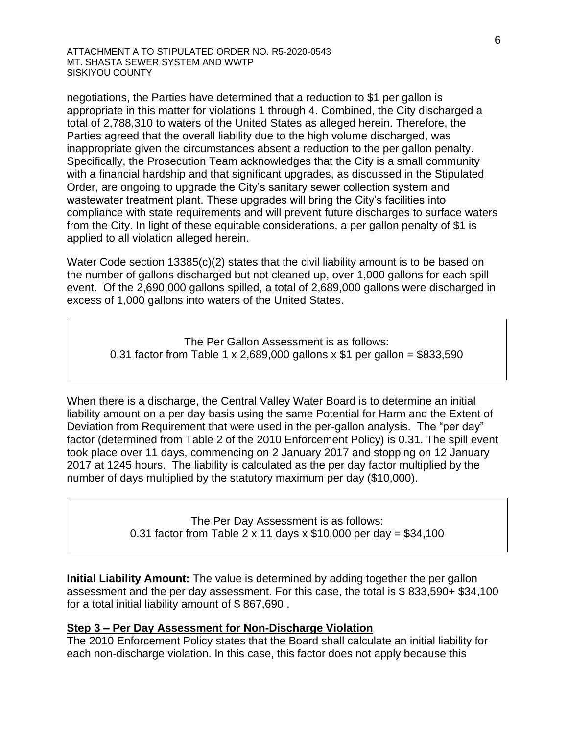negotiations, the Parties have determined that a reduction to $1 per gallon is appropriate in this matter for violations 1 through 4. Combined, the City discharged a total of 2,788,310 to waters of the United States as alleged herein. Therefore, the Parties agreed that the overall liability due to the high volume discharged, was inappropriate given the circumstances absent a reduction to the per gallon penalty. Specifically, the Prosecution Team acknowledges that the City is a small community with a financial hardship and that significant upgrades, as discussed in the Stipulated Order, are ongoing to upgrade the City's sanitary sewer collection system and wastewater treatment plant. These upgrades will bring the City's facilities into compliance with state requirements and will prevent future discharges to surface waters from the City. In light of these equitable considerations, a per gallon penalty of $1 is applied to all violation alleged herein.

Water Code section 13385(c)(2) states that the civil liability amount is to be based on the number of gallons discharged but not cleaned up, over 1,000 gallons for each spill event. Of the 2,690,000 gallons spilled, a total of 2,689,000 gallons were discharged in excess of 1,000 gallons into waters of the United States.

> The Per Gallon Assessment is as follows:
> 0.31 factor from Table 1 x 2,689,000 gallons x $1 per gallon = $833,590

When there is a discharge, the Central Valley Water Board is to determine an initial liability amount on a per day basis using the same Potential for Harm and the Extent of Deviation from Requirement that were used in the per-gallon analysis. The "per day" factor (determined from Table 2 of the 2010 Enforcement Policy) is 0.31. The spill event took place over 11 days, commencing on 2 January 2017 and stopping on 12 January 2017 at 1245 hours. The liability is calculated as the per day factor multiplied by the number of days multiplied by the statutory maximum per day ($10,000).

> The Per Day Assessment is as follows:
> 0.31 factor from Table 2 x 11 days x $10,000 per day = $34,100

**Initial Liability Amount:** The value is determined by adding together the per gallon assessment and the per day assessment. For this case, the total is $ 833,590+ $34,100 for a total initial liability amount of $ 867,690 .

**Step 3 – Per Day Assessment for Non-Discharge Violation**

The 2010 Enforcement Policy states that the Board shall calculate an initial liability for each non-discharge violation. In this case, this factor does not apply because this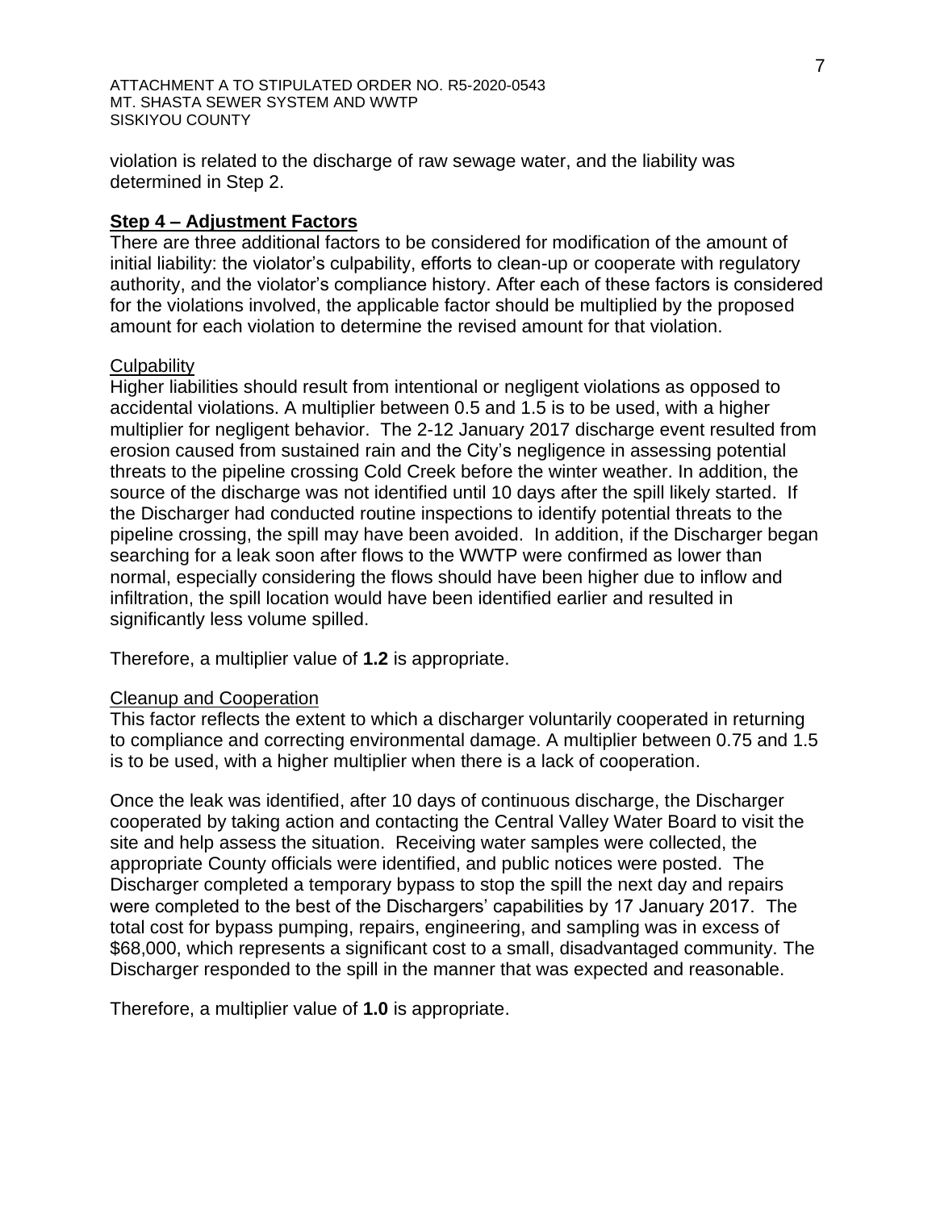violation is related to the discharge of raw sewage water, and the liability was determined in Step 2.

## Step 4 – Adjustment Factors

There are three additional factors to be considered for modification of the amount of initial liability: the violator's culpability, efforts to clean-up or cooperate with regulatory authority, and the violator's compliance history. After each of these factors is considered for the violations involved, the applicable factor should be multiplied by the proposed amount for each violation to determine the revised amount for that violation.

### Culpability

Higher liabilities should result from intentional or negligent violations as opposed to accidental violations. A multiplier between 0.5 and 1.5 is to be used, with a higher multiplier for negligent behavior. The 2-12 January 2017 discharge event resulted from erosion caused from sustained rain and the City's negligence in assessing potential threats to the pipeline crossing Cold Creek before the winter weather. In addition, the source of the discharge was not identified until 10 days after the spill likely started. If the Discharger had conducted routine inspections to identify potential threats to the pipeline crossing, the spill may have been avoided. In addition, if the Discharger began searching for a leak soon after flows to the WWTP were confirmed as lower than normal, especially considering the flows should have been higher due to inflow and infiltration, the spill location would have been identified earlier and resulted in significantly less volume spilled.

Therefore, a multiplier value of **1.2** is appropriate.

### Cleanup and Cooperation

This factor reflects the extent to which a discharger voluntarily cooperated in returning to compliance and correcting environmental damage. A multiplier between 0.75 and 1.5 is to be used, with a higher multiplier when there is a lack of cooperation.

Once the leak was identified, after 10 days of continuous discharge, the Discharger cooperated by taking action and contacting the Central Valley Water Board to visit the site and help assess the situation. Receiving water samples were collected, the appropriate County officials were identified, and public notices were posted. The Discharger completed a temporary bypass to stop the spill the next day and repairs were completed to the best of the Dischargers' capabilities by 17 January 2017. The total cost for bypass pumping, repairs, engineering, and sampling was in excess of $68,000, which represents a significant cost to a small, disadvantaged community. The Discharger responded to the spill in the manner that was expected and reasonable.

Therefore, a multiplier value of **1.0** is appropriate.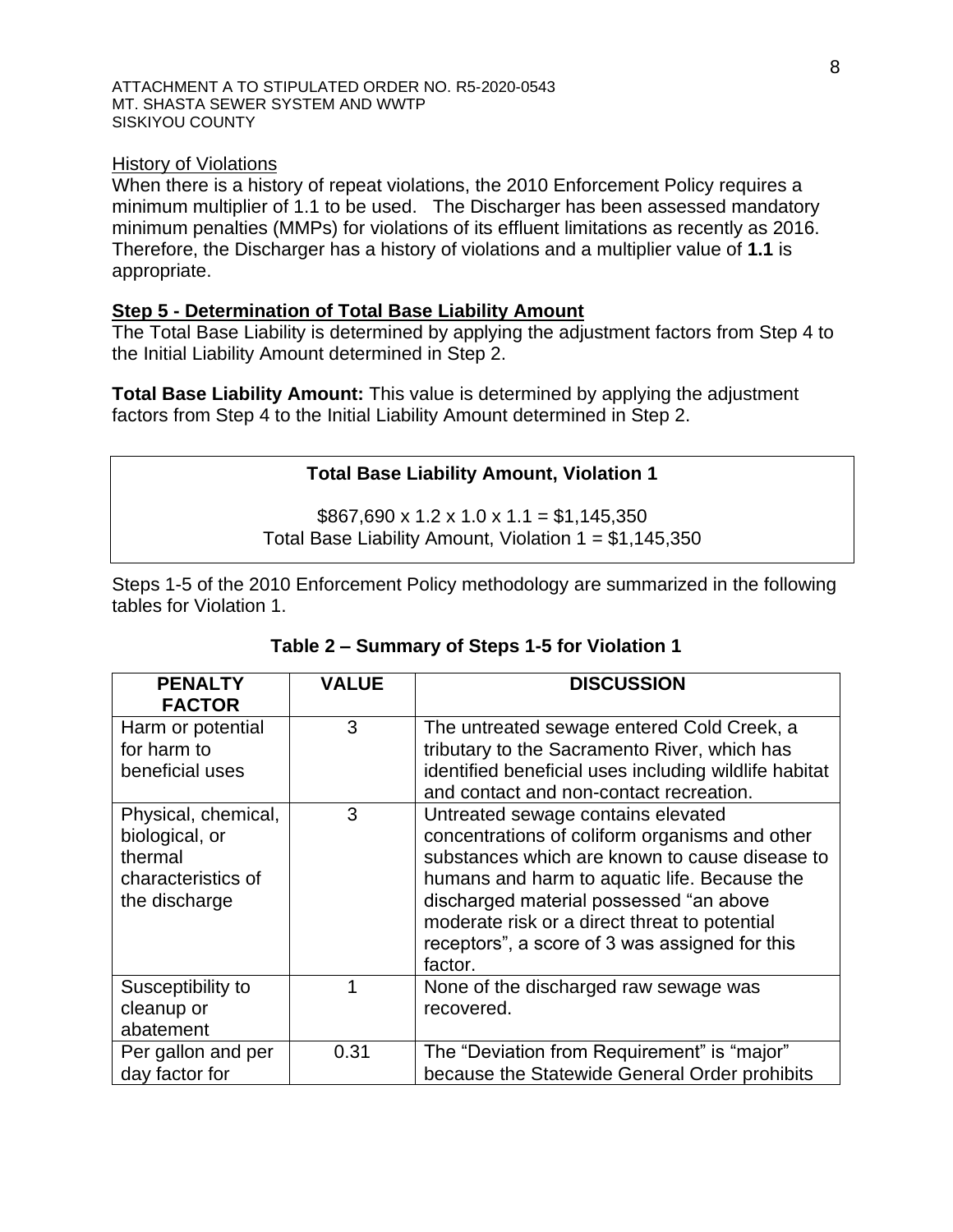History of Violations

When there is a history of repeat violations, the 2010 Enforcement Policy requires a minimum multiplier of 1.1 to be used. The Discharger has been assessed mandatory minimum penalties (MMPs) for violations of its effluent limitations as recently as 2016. Therefore, the Discharger has a history of violations and a multiplier value of **1.1** is appropriate.

## Step 5 - Determination of Total Base Liability Amount

The Total Base Liability is determined by applying the adjustment factors from Step 4 to the Initial Liability Amount determined in Step 2.

**Total Base Liability Amount:** This value is determined by applying the adjustment factors from Step 4 to the Initial Liability Amount determined in Step 2.

**Total Base Liability Amount, Violation 1**

$867,690 x 1.2 x 1.0 x 1.1 = $1,145,350

Total Base Liability Amount, Violation 1 = $1,145,350

Steps 1-5 of the 2010 Enforcement Policy methodology are summarized in the following tables for Violation 1.

**Table 2 – Summary of Steps 1-5 for Violation 1**

| PENALTY FACTOR | VALUE | DISCUSSION |
|---|---|---|
| Harm or potential for harm to beneficial uses | 3 | The untreated sewage entered Cold Creek, a tributary to the Sacramento River, which has identified beneficial uses including wildlife habitat and contact and non-contact recreation. |
| Physical, chemical, biological, or thermal characteristics of the discharge | 3 | Untreated sewage contains elevated concentrations of coliform organisms and other substances which are known to cause disease to humans and harm to aquatic life. Because the discharged material possessed "an above moderate risk or a direct threat to potential receptors", a score of 3 was assigned for this factor. |
| Susceptibility to cleanup or abatement | 1 | None of the discharged raw sewage was recovered. |
| Per gallon and per day factor for | 0.31 | The "Deviation from Requirement" is "major" because the Statewide General Order prohibits |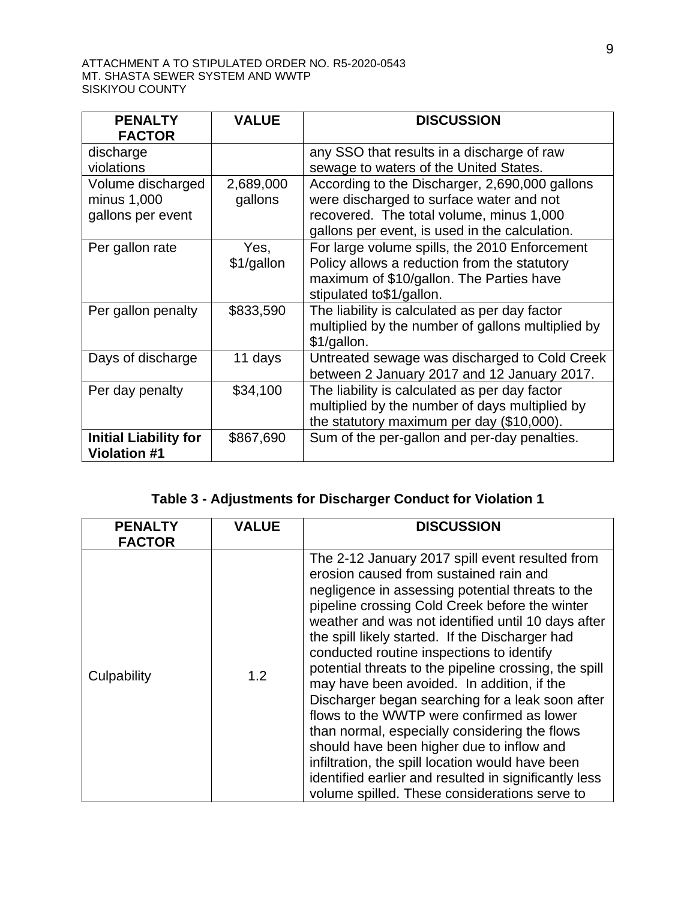| PENALTY FACTOR | VALUE | DISCUSSION |
|---|---|---|
| discharge violations | | any SSO that results in a discharge of raw sewage to waters of the United States. |
| Volume discharged minus 1,000 gallons per event | 2,689,000 gallons | According to the Discharger, 2,690,000 gallons were discharged to surface water and not recovered. The total volume, minus 1,000 gallons per event, is used in the calculation. |
| Per gallon rate | Yes, $1/gallon | For large volume spills, the 2010 Enforcement Policy allows a reduction from the statutory maximum of $10/gallon. The Parties have stipulated to$1/gallon. |
| Per gallon penalty | $833,590 | The liability is calculated as per day factor multiplied by the number of gallons multiplied by $1/gallon. |
| Days of discharge | 11 days | Untreated sewage was discharged to Cold Creek between 2 January 2017 and 12 January 2017. |
| Per day penalty | $34,100 | The liability is calculated as per day factor multiplied by the number of days multiplied by the statutory maximum per day ($10,000). |
| **Initial Liability for Violation #1** | $867,690 | Sum of the per-gallon and per-day penalties. |

**Table 3 - Adjustments for Discharger Conduct for Violation 1**

| PENALTY FACTOR | VALUE | DISCUSSION |
|---|---|---|
| Culpability | 1.2 | The 2-12 January 2017 spill event resulted from erosion caused from sustained rain and negligence in assessing potential threats to the pipeline crossing Cold Creek before the winter weather and was not identified until 10 days after the spill likely started. If the Discharger had conducted routine inspections to identify potential threats to the pipeline crossing, the spill may have been avoided. In addition, if the Discharger began searching for a leak soon after flows to the WWTP were confirmed as lower than normal, especially considering the flows should have been higher due to inflow and infiltration, the spill location would have been identified earlier and resulted in significantly less volume spilled. These considerations serve to |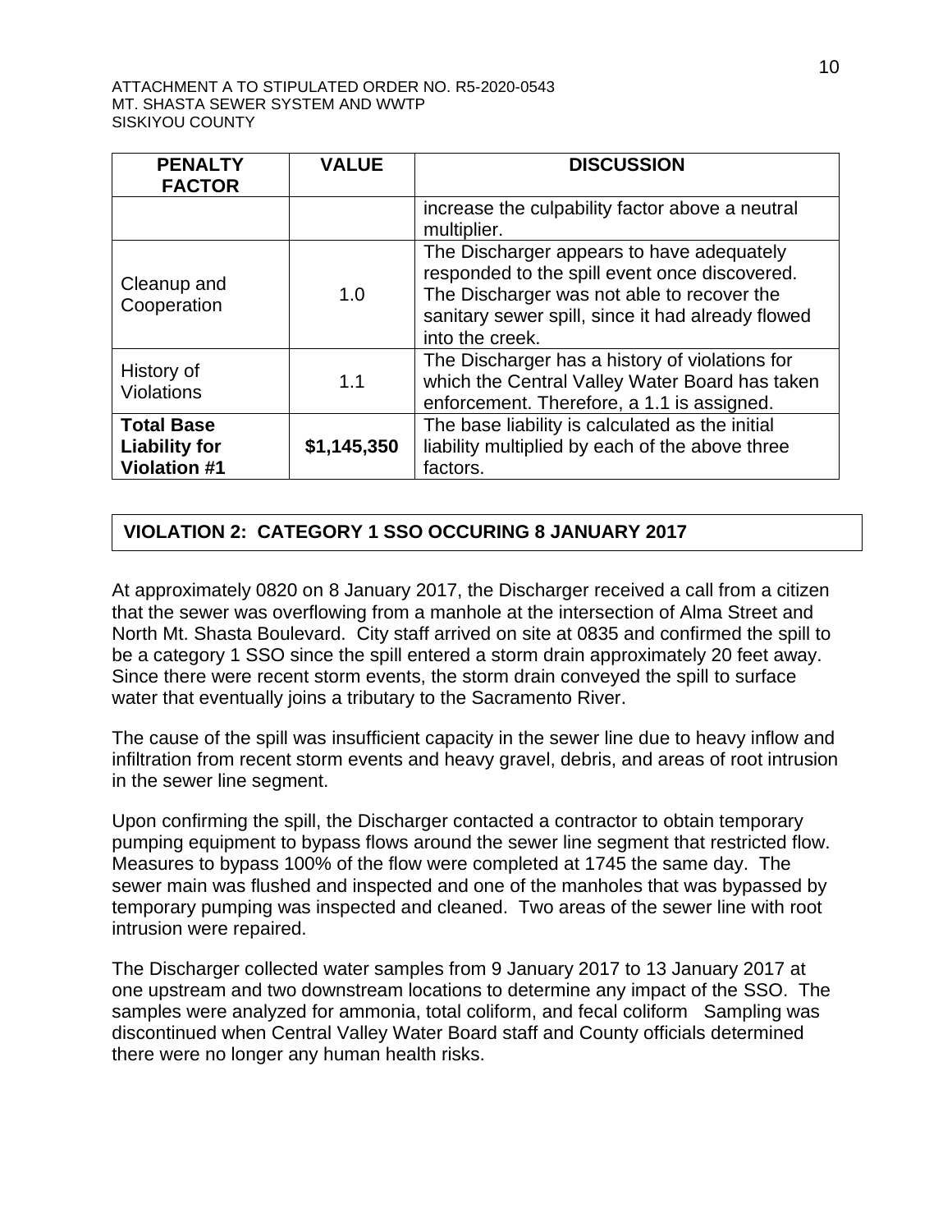| PENALTY FACTOR | VALUE | DISCUSSION |
|---|---|---|
| | | increase the culpability factor above a neutral multiplier. |
| Cleanup and Cooperation | 1.0 | The Discharger appears to have adequately responded to the spill event once discovered. The Discharger was not able to recover the sanitary sewer spill, since it had already flowed into the creek. |
| History of Violations | 1.1 | The Discharger has a history of violations for which the Central Valley Water Board has taken enforcement. Therefore, a 1.1 is assigned. |
| **Total Base Liability for Violation #1** | **$1,145,350** | The base liability is calculated as the initial liability multiplied by each of the above three factors. |

**VIOLATION 2: CATEGORY 1 SSO OCCURING 8 JANUARY 2017**

At approximately 0820 on 8 January 2017, the Discharger received a call from a citizen that the sewer was overflowing from a manhole at the intersection of Alma Street and North Mt. Shasta Boulevard. City staff arrived on site at 0835 and confirmed the spill to be a category 1 SSO since the spill entered a storm drain approximately 20 feet away. Since there were recent storm events, the storm drain conveyed the spill to surface water that eventually joins a tributary to the Sacramento River.

The cause of the spill was insufficient capacity in the sewer line due to heavy inflow and infiltration from recent storm events and heavy gravel, debris, and areas of root intrusion in the sewer line segment.

Upon confirming the spill, the Discharger contacted a contractor to obtain temporary pumping equipment to bypass flows around the sewer line segment that restricted flow. Measures to bypass 100% of the flow were completed at 1745 the same day. The sewer main was flushed and inspected and one of the manholes that was bypassed by temporary pumping was inspected and cleaned. Two areas of the sewer line with root intrusion were repaired.

The Discharger collected water samples from 9 January 2017 to 13 January 2017 at one upstream and two downstream locations to determine any impact of the SSO. The samples were analyzed for ammonia, total coliform, and fecal coliform Sampling was discontinued when Central Valley Water Board staff and County officials determined there were no longer any human health risks.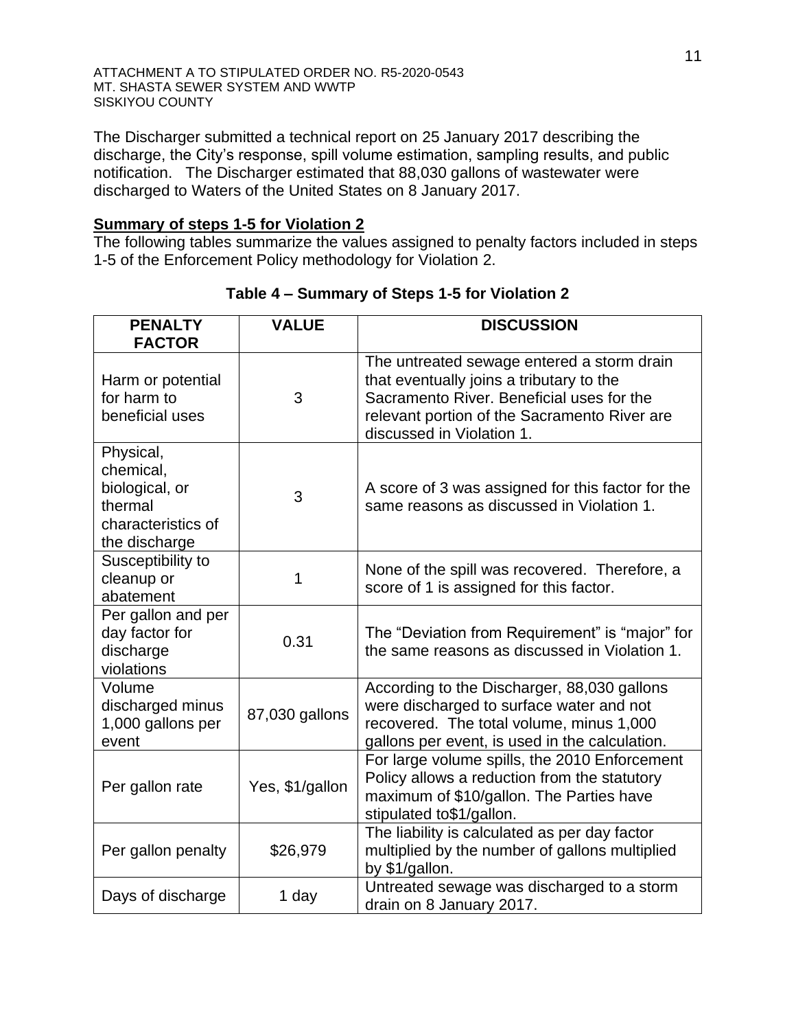ATTACHMENT A TO STIPULATED ORDER NO. R5-2020-0543
MT. SHASTA SEWER SYSTEM AND WWTP
SISKIYOU COUNTY

The Discharger submitted a technical report on 25 January 2017 describing the discharge, the City's response, spill volume estimation, sampling results, and public notification. The Discharger estimated that 88,030 gallons of wastewater were discharged to Waters of the United States on 8 January 2017.

**Summary of steps 1-5 for Violation 2**

The following tables summarize the values assigned to penalty factors included in steps 1-5 of the Enforcement Policy methodology for Violation 2.

**Table 4 – Summary of Steps 1-5 for Violation 2**

| PENALTY FACTOR | VALUE | DISCUSSION |
|---|---|---|
| Harm or potential for harm to beneficial uses | 3 | The untreated sewage entered a storm drain that eventually joins a tributary to the Sacramento River. Beneficial uses for the relevant portion of the Sacramento River are discussed in Violation 1. |
| Physical, chemical, biological, or thermal characteristics of the discharge | 3 | A score of 3 was assigned for this factor for the same reasons as discussed in Violation 1. |
| Susceptibility to cleanup or abatement | 1 | None of the spill was recovered. Therefore, a score of 1 is assigned for this factor. |
| Per gallon and per day factor for discharge violations | 0.31 | The "Deviation from Requirement" is "major" for the same reasons as discussed in Violation 1. |
| Volume discharged minus 1,000 gallons per event | 87,030 gallons | According to the Discharger, 88,030 gallons were discharged to surface water and not recovered. The total volume, minus 1,000 gallons per event, is used in the calculation. |
| Per gallon rate | Yes, $1/gallon | For large volume spills, the 2010 Enforcement Policy allows a reduction from the statutory maximum of $10/gallon. The Parties have stipulated to$1/gallon. |
| Per gallon penalty | $26,979 | The liability is calculated as per day factor multiplied by the number of gallons multiplied by $1/gallon. |
| Days of discharge | 1 day | Untreated sewage was discharged to a storm drain on 8 January 2017. |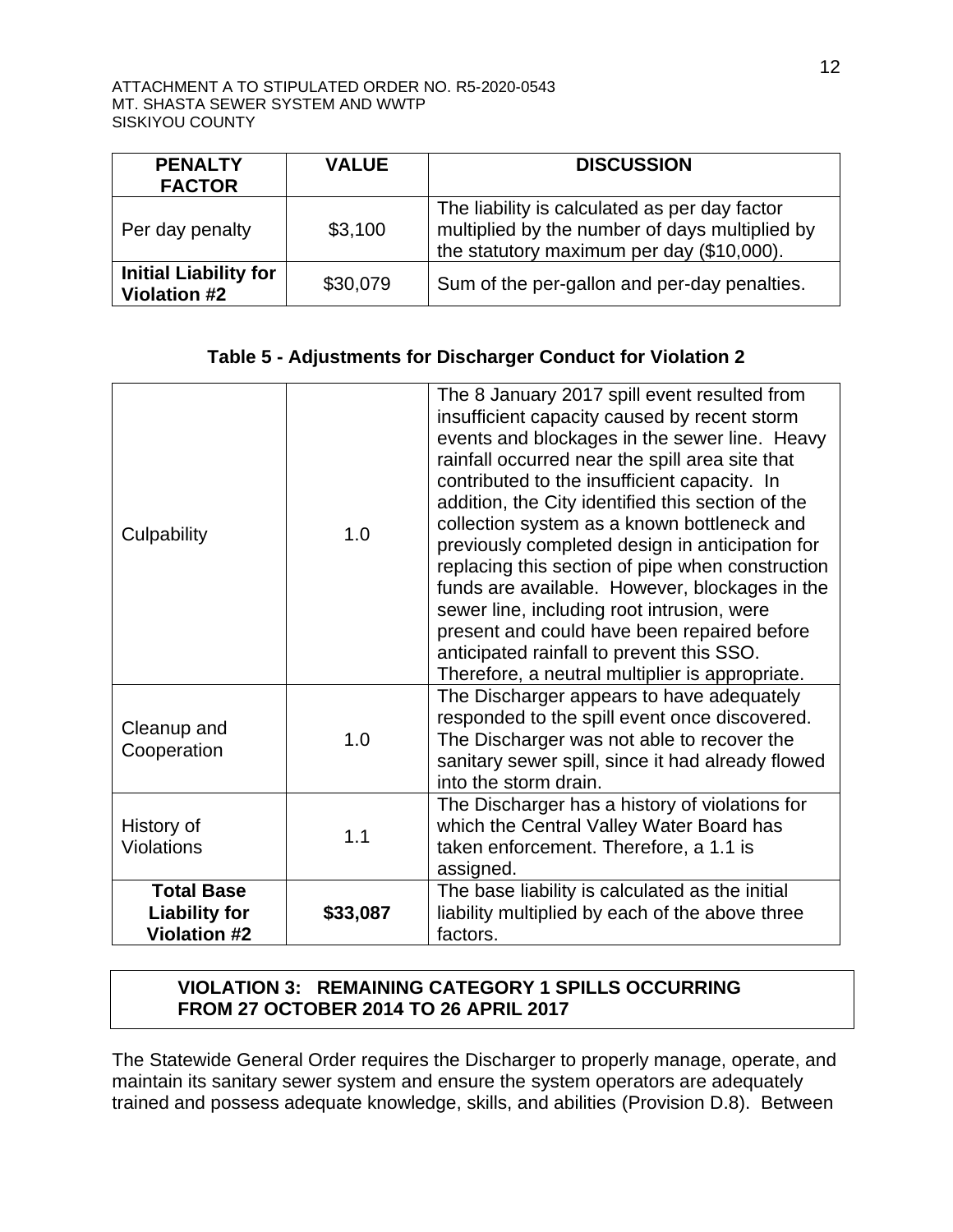| PENALTY FACTOR | VALUE | DISCUSSION |
|---|---|---|
| Per day penalty | $3,100 | The liability is calculated as per day factor multiplied by the number of days multiplied by the statutory maximum per day ($10,000). |
| **Initial Liability for Violation #2** | $30,079 | Sum of the per-gallon and per-day penalties. |

**Table 5 - Adjustments for Discharger Conduct for Violation 2**

| | | |
|---|---|---|
| Culpability | 1.0 | The 8 January 2017 spill event resulted from insufficient capacity caused by recent storm events and blockages in the sewer line. Heavy rainfall occurred near the spill area site that contributed to the insufficient capacity. In addition, the City identified this section of the collection system as a known bottleneck and previously completed design in anticipation for replacing this section of pipe when construction funds are available. However, blockages in the sewer line, including root intrusion, were present and could have been repaired before anticipated rainfall to prevent this SSO. Therefore, a neutral multiplier is appropriate. |
| Cleanup and Cooperation | 1.0 | The Discharger appears to have adequately responded to the spill event once discovered. The Discharger was not able to recover the sanitary sewer spill, since it had already flowed into the storm drain. |
| History of Violations | 1.1 | The Discharger has a history of violations for which the Central Valley Water Board has taken enforcement. Therefore, a 1.1 is assigned. |
| **Total Base Liability for Violation #2** | **$33,087** | The base liability is calculated as the initial liability multiplied by each of the above three factors. |

**VIOLATION 3: REMAINING CATEGORY 1 SPILLS OCCURRING FROM 27 OCTOBER 2014 TO 26 APRIL 2017**

The Statewide General Order requires the Discharger to properly manage, operate, and maintain its sanitary sewer system and ensure the system operators are adequately trained and possess adequate knowledge, skills, and abilities (Provision D.8). Between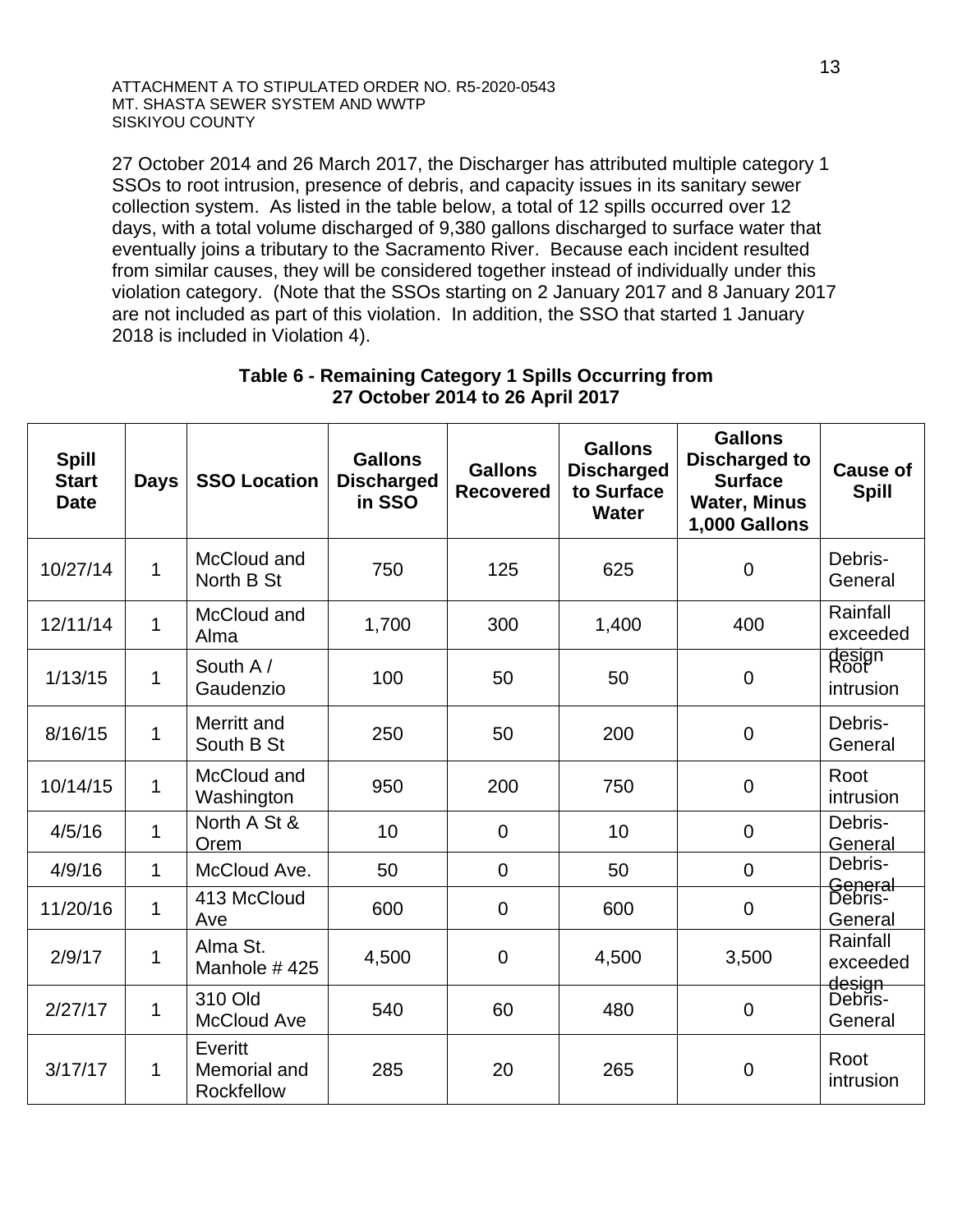ATTACHMENT A TO STIPULATED ORDER NO. R5-2020-0543
MT. SHASTA SEWER SYSTEM AND WWTP
SISKIYOU COUNTY

27 October 2014 and 26 March 2017, the Discharger has attributed multiple category 1 SSOs to root intrusion, presence of debris, and capacity issues in its sanitary sewer collection system. As listed in the table below, a total of 12 spills occurred over 12 days, with a total volume discharged of 9,380 gallons discharged to surface water that eventually joins a tributary to the Sacramento River. Because each incident resulted from similar causes, they will be considered together instead of individually under this violation category. (Note that the SSOs starting on 2 January 2017 and 8 January 2017 are not included as part of this violation. In addition, the SSO that started 1 January 2018 is included in Violation 4).

**Table 6 - Remaining Category 1 Spills Occurring from 27 October 2014 to 26 April 2017**

| Spill Start Date | Days | SSO Location | Gallons Discharged in SSO | Gallons Recovered | Gallons Discharged to Surface Water | Gallons Discharged to Surface Water, Minus 1,000 Gallons | Cause of Spill |
|---|---|---|---|---|---|---|---|
| 10/27/14 | 1 | McCloud and North B St | 750 | 125 | 625 | 0 | Debris-General |
| 12/11/14 | 1 | McCloud and Alma | 1,700 | 300 | 1,400 | 400 | Rainfall exceeded design |
| 1/13/15 | 1 | South A / Gaudenzio | 100 | 50 | 50 | 0 | Root intrusion |
| 8/16/15 | 1 | Merritt and South B St | 250 | 50 | 200 | 0 | Debris-General |
| 10/14/15 | 1 | McCloud and Washington | 950 | 200 | 750 | 0 | Root intrusion |
| 4/5/16 | 1 | North A St & Orem | 10 | 0 | 10 | 0 | Debris-General |
| 4/9/16 | 1 | McCloud Ave. | 50 | 0 | 50 | 0 | Debris-General |
| 11/20/16 | 1 | 413 McCloud Ave | 600 | 0 | 600 | 0 | Debris-General |
| 2/9/17 | 1 | Alma St. Manhole # 425 | 4,500 | 0 | 4,500 | 3,500 | Rainfall exceeded design |
| 2/27/17 | 1 | 310 Old McCloud Ave | 540 | 60 | 480 | 0 | Debris-General |
| 3/17/17 | 1 | Everitt Memorial and Rockfellow | 285 | 20 | 265 | 0 | Root intrusion |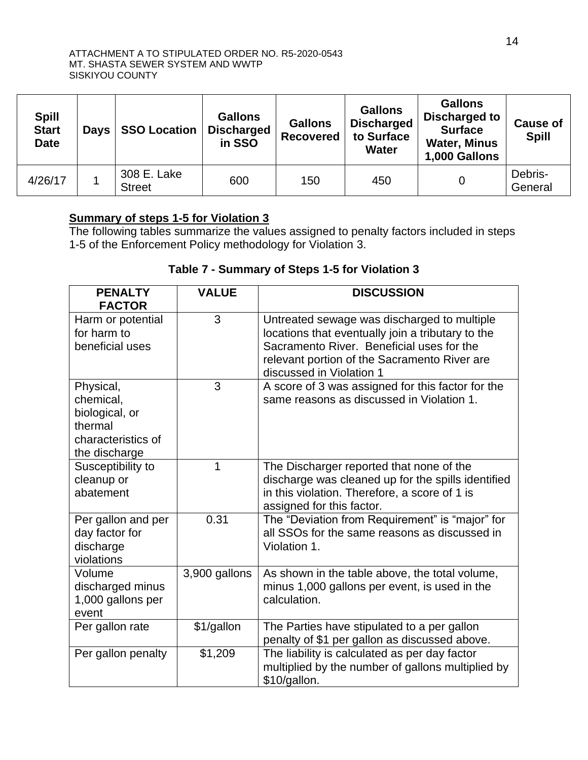ATTACHMENT A TO STIPULATED ORDER NO. R5-2020-0543
MT. SHASTA SEWER SYSTEM AND WWTP
SISKIYOU COUNTY

| Spill Start Date | Days | SSO Location | Gallons Discharged in SSO | Gallons Recovered | Gallons Discharged to Surface Water | Gallons Discharged to Surface Water, Minus 1,000 Gallons | Cause of Spill |
|---|---|---|---|---|---|---|---|
| 4/26/17 | 1 | 308 E. Lake Street | 600 | 150 | 450 | 0 | Debris-General |

**Summary of steps 1-5 for Violation 3**

The following tables summarize the values assigned to penalty factors included in steps 1-5 of the Enforcement Policy methodology for Violation 3.

**Table 7 - Summary of Steps 1-5 for Violation 3**

| PENALTY FACTOR | VALUE | DISCUSSION |
|---|---|---|
| Harm or potential for harm to beneficial uses | 3 | Untreated sewage was discharged to multiple locations that eventually join a tributary to the Sacramento River. Beneficial uses for the relevant portion of the Sacramento River are discussed in Violation 1 |
| Physical, chemical, biological, or thermal characteristics of the discharge | 3 | A score of 3 was assigned for this factor for the same reasons as discussed in Violation 1. |
| Susceptibility to cleanup or abatement | 1 | The Discharger reported that none of the discharge was cleaned up for the spills identified in this violation. Therefore, a score of 1 is assigned for this factor. |
| Per gallon and per day factor for discharge violations | 0.31 | The "Deviation from Requirement" is "major" for all SSOs for the same reasons as discussed in Violation 1. |
| Volume discharged minus 1,000 gallons per event | 3,900 gallons | As shown in the table above, the total volume, minus 1,000 gallons per event, is used in the calculation. |
| Per gallon rate | $1/gallon | The Parties have stipulated to a per gallon penalty of $1 per gallon as discussed above. |
| Per gallon penalty | $1,209 | The liability is calculated as per day factor multiplied by the number of gallons multiplied by $10/gallon. |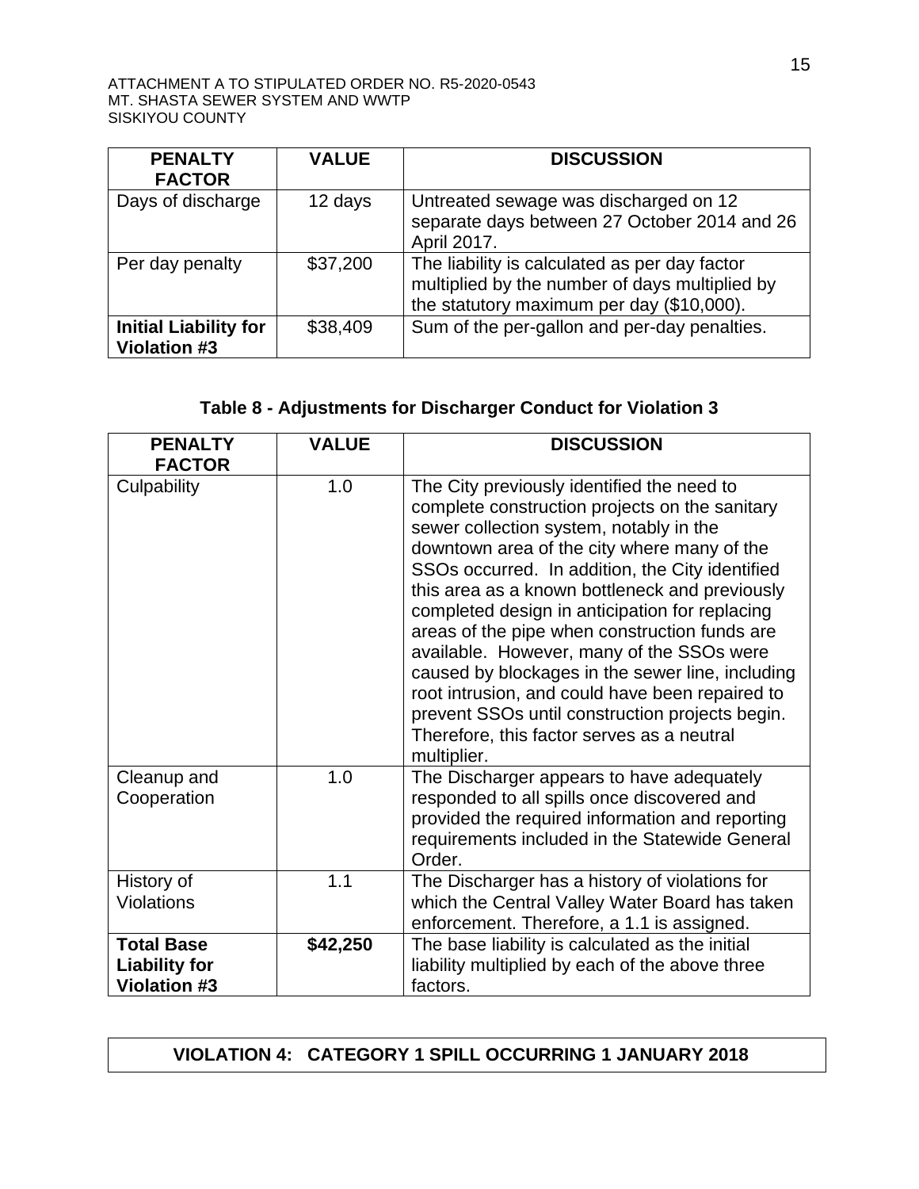| PENALTY FACTOR | VALUE | DISCUSSION |
|---|---|---|
| Days of discharge | 12 days | Untreated sewage was discharged on 12 separate days between 27 October 2014 and 26 April 2017. |
| Per day penalty | $37,200 | The liability is calculated as per day factor multiplied by the number of days multiplied by the statutory maximum per day ($10,000). |
| **Initial Liability for Violation #3** | $38,409 | Sum of the per-gallon and per-day penalties. |

**Table 8 - Adjustments for Discharger Conduct for Violation 3**

| PENALTY FACTOR | VALUE | DISCUSSION |
|---|---|---|
| Culpability | 1.0 | The City previously identified the need to complete construction projects on the sanitary sewer collection system, notably in the downtown area of the city where many of the SSOs occurred. In addition, the City identified this area as a known bottleneck and previously completed design in anticipation for replacing areas of the pipe when construction funds are available. However, many of the SSOs were caused by blockages in the sewer line, including root intrusion, and could have been repaired to prevent SSOs until construction projects begin. Therefore, this factor serves as a neutral multiplier. |
| Cleanup and Cooperation | 1.0 | The Discharger appears to have adequately responded to all spills once discovered and provided the required information and reporting requirements included in the Statewide General Order. |
| History of Violations | 1.1 | The Discharger has a history of violations for which the Central Valley Water Board has taken enforcement. Therefore, a 1.1 is assigned. |
| **Total Base Liability for Violation #3** | **$42,250** | The base liability is calculated as the initial liability multiplied by each of the above three factors. |

## VIOLATION 4: CATEGORY 1 SPILL OCCURRING 1 JANUARY 2018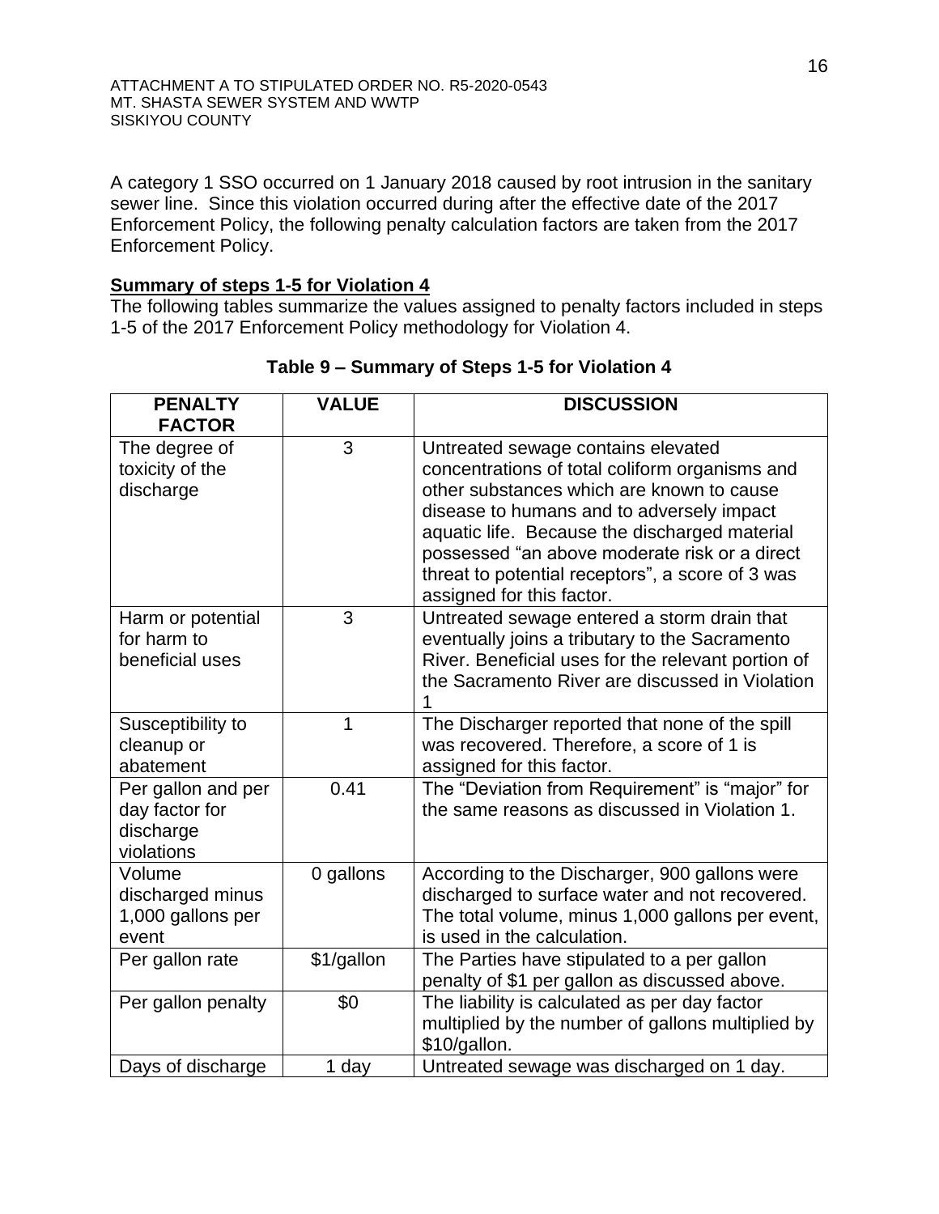A category 1 SSO occurred on 1 January 2018 caused by root intrusion in the sanitary sewer line. Since this violation occurred during after the effective date of the 2017 Enforcement Policy, the following penalty calculation factors are taken from the 2017 Enforcement Policy.

**Summary of steps 1-5 for Violation 4**

The following tables summarize the values assigned to penalty factors included in steps 1-5 of the 2017 Enforcement Policy methodology for Violation 4.

**Table 9 – Summary of Steps 1-5 for Violation 4**

| PENALTY FACTOR | VALUE | DISCUSSION |
|---|---|---|
| The degree of toxicity of the discharge | 3 | Untreated sewage contains elevated concentrations of total coliform organisms and other substances which are known to cause disease to humans and to adversely impact aquatic life. Because the discharged material possessed "an above moderate risk or a direct threat to potential receptors", a score of 3 was assigned for this factor. |
| Harm or potential for harm to beneficial uses | 3 | Untreated sewage entered a storm drain that eventually joins a tributary to the Sacramento River. Beneficial uses for the relevant portion of the Sacramento River are discussed in Violation 1 |
| Susceptibility to cleanup or abatement | 1 | The Discharger reported that none of the spill was recovered. Therefore, a score of 1 is assigned for this factor. |
| Per gallon and per day factor for discharge violations | 0.41 | The "Deviation from Requirement" is "major" for the same reasons as discussed in Violation 1. |
| Volume discharged minus 1,000 gallons per event | 0 gallons | According to the Discharger, 900 gallons were discharged to surface water and not recovered. The total volume, minus 1,000 gallons per event, is used in the calculation. |
| Per gallon rate | $1/gallon | The Parties have stipulated to a per gallon penalty of $1 per gallon as discussed above. |
| Per gallon penalty | $0 | The liability is calculated as per day factor multiplied by the number of gallons multiplied by $10/gallon. |
| Days of discharge | 1 day | Untreated sewage was discharged on 1 day. |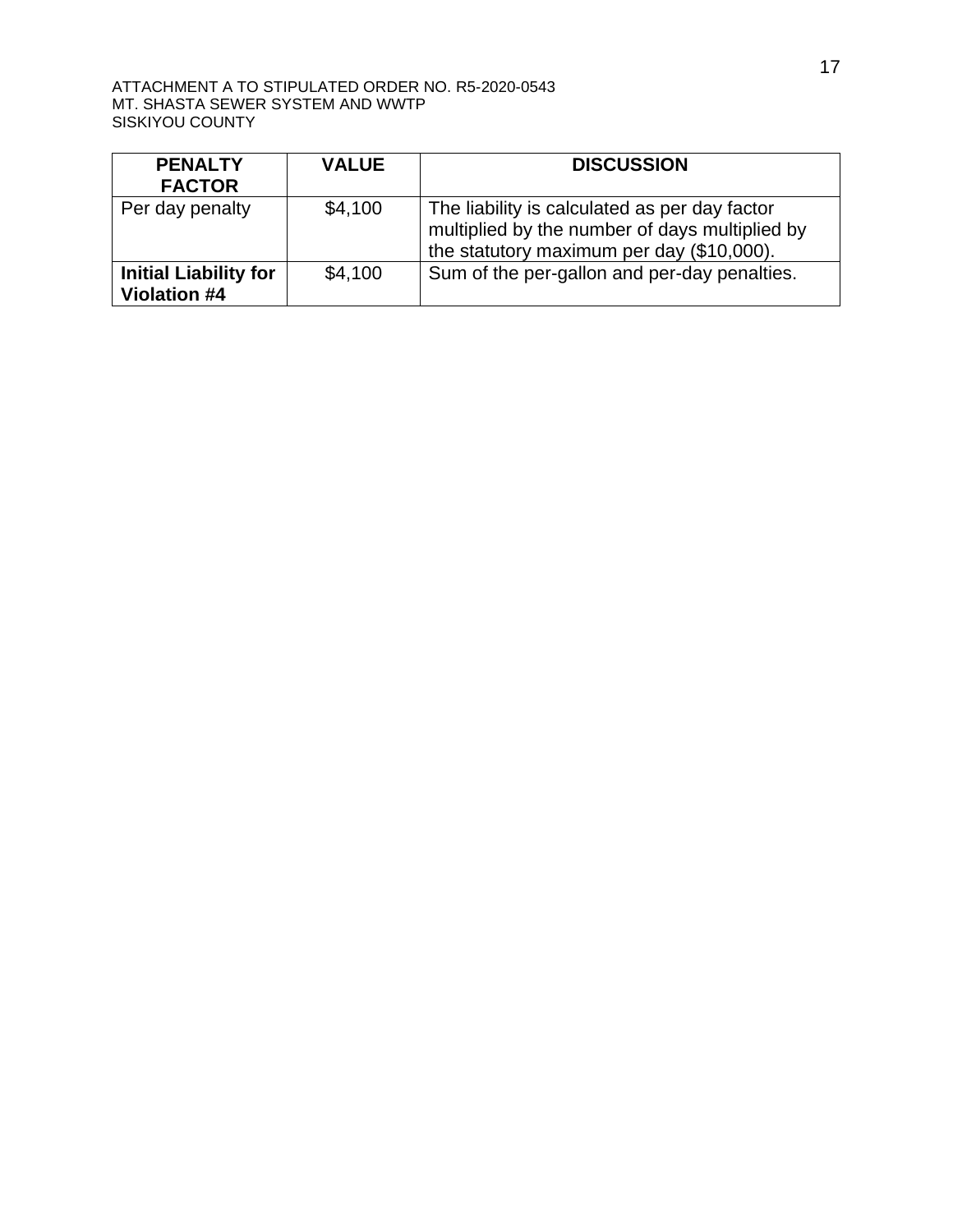| PENALTY FACTOR | VALUE | DISCUSSION |
| --- | --- | --- |
| Per day penalty | \$4,100 | The liability is calculated as per day factor multiplied by the number of days multiplied by the statutory maximum per day (\$10,000). |
| **Initial Liability for Violation #4** | \$4,100 | Sum of the per-gallon and per-day penalties. |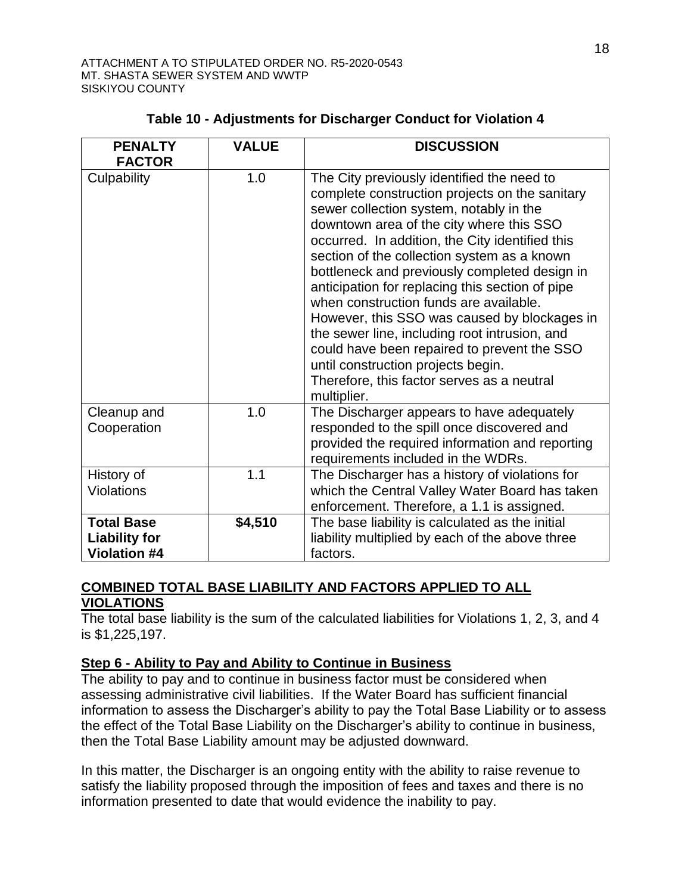**Table 10 - Adjustments for Discharger Conduct for Violation 4**

| PENALTY FACTOR | VALUE | DISCUSSION |
|---|---|---|
| Culpability | 1.0 | The City previously identified the need to complete construction projects on the sanitary sewer collection system, notably in the downtown area of the city where this SSO occurred. In addition, the City identified this section of the collection system as a known bottleneck and previously completed design in anticipation for replacing this section of pipe when construction funds are available. However, this SSO was caused by blockages in the sewer line, including root intrusion, and could have been repaired to prevent the SSO until construction projects begin. Therefore, this factor serves as a neutral multiplier. |
| Cleanup and Cooperation | 1.0 | The Discharger appears to have adequately responded to the spill once discovered and provided the required information and reporting requirements included in the WDRs. |
| History of Violations | 1.1 | The Discharger has a history of violations for which the Central Valley Water Board has taken enforcement. Therefore, a 1.1 is assigned. |
| **Total Base Liability for Violation #4** | **$4,510** | The base liability is calculated as the initial liability multiplied by each of the above three factors. |

## COMBINED TOTAL BASE LIABILITY AND FACTORS APPLIED TO ALL VIOLATIONS

The total base liability is the sum of the calculated liabilities for Violations 1, 2, 3, and 4 is $1,225,197.

## Step 6 - Ability to Pay and Ability to Continue in Business

The ability to pay and to continue in business factor must be considered when assessing administrative civil liabilities. If the Water Board has sufficient financial information to assess the Discharger's ability to pay the Total Base Liability or to assess the effect of the Total Base Liability on the Discharger's ability to continue in business, then the Total Base Liability amount may be adjusted downward.

In this matter, the Discharger is an ongoing entity with the ability to raise revenue to satisfy the liability proposed through the imposition of fees and taxes and there is no information presented to date that would evidence the inability to pay.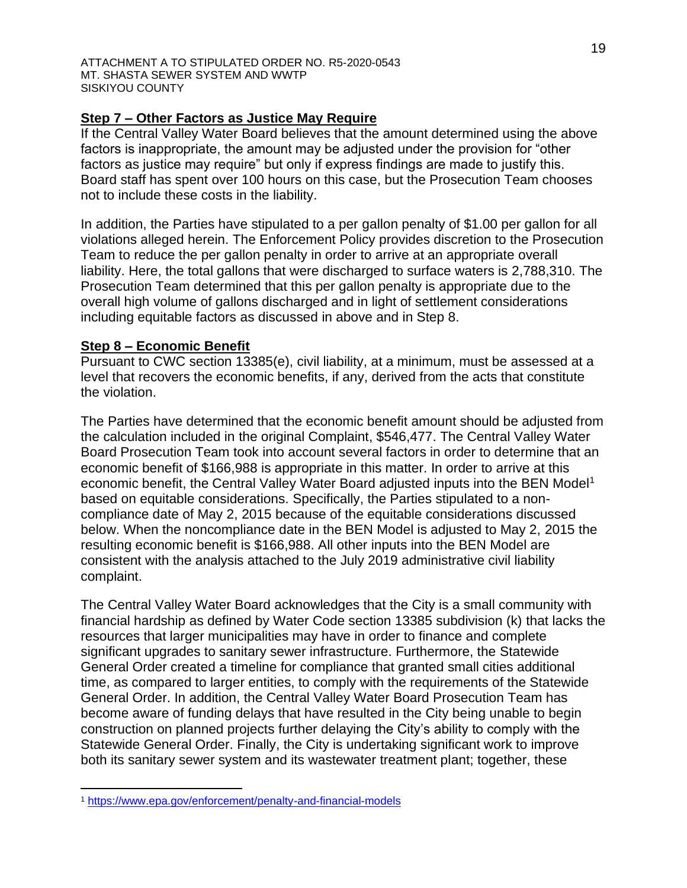### Step 7 – Other Factors as Justice May Require

If the Central Valley Water Board believes that the amount determined using the above factors is inappropriate, the amount may be adjusted under the provision for "other factors as justice may require" but only if express findings are made to justify this. Board staff has spent over 100 hours on this case, but the Prosecution Team chooses not to include these costs in the liability.

In addition, the Parties have stipulated to a per gallon penalty of $1.00 per gallon for all violations alleged herein. The Enforcement Policy provides discretion to the Prosecution Team to reduce the per gallon penalty in order to arrive at an appropriate overall liability. Here, the total gallons that were discharged to surface waters is 2,788,310. The Prosecution Team determined that this per gallon penalty is appropriate due to the overall high volume of gallons discharged and in light of settlement considerations including equitable factors as discussed in above and in Step 8.

### Step 8 – Economic Benefit

Pursuant to CWC section 13385(e), civil liability, at a minimum, must be assessed at a level that recovers the economic benefits, if any, derived from the acts that constitute the violation.

The Parties have determined that the economic benefit amount should be adjusted from the calculation included in the original Complaint, $546,477. The Central Valley Water Board Prosecution Team took into account several factors in order to determine that an economic benefit of $166,988 is appropriate in this matter. In order to arrive at this economic benefit, the Central Valley Water Board adjusted inputs into the BEN Model[1] based on equitable considerations. Specifically, the Parties stipulated to a non-compliance date of May 2, 2015 because of the equitable considerations discussed below. When the noncompliance date in the BEN Model is adjusted to May 2, 2015 the resulting economic benefit is $166,988. All other inputs into the BEN Model are consistent with the analysis attached to the July 2019 administrative civil liability complaint.

The Central Valley Water Board acknowledges that the City is a small community with financial hardship as defined by Water Code section 13385 subdivision (k) that lacks the resources that larger municipalities may have in order to finance and complete significant upgrades to sanitary sewer infrastructure. Furthermore, the Statewide General Order created a timeline for compliance that granted small cities additional time, as compared to larger entities, to comply with the requirements of the Statewide General Order. In addition, the Central Valley Water Board Prosecution Team has become aware of funding delays that have resulted in the City being unable to begin construction on planned projects further delaying the City's ability to comply with the Statewide General Order. Finally, the City is undertaking significant work to improve both its sanitary sewer system and its wastewater treatment plant; together, these

[1] https://www.epa.gov/enforcement/penalty-and-financial-models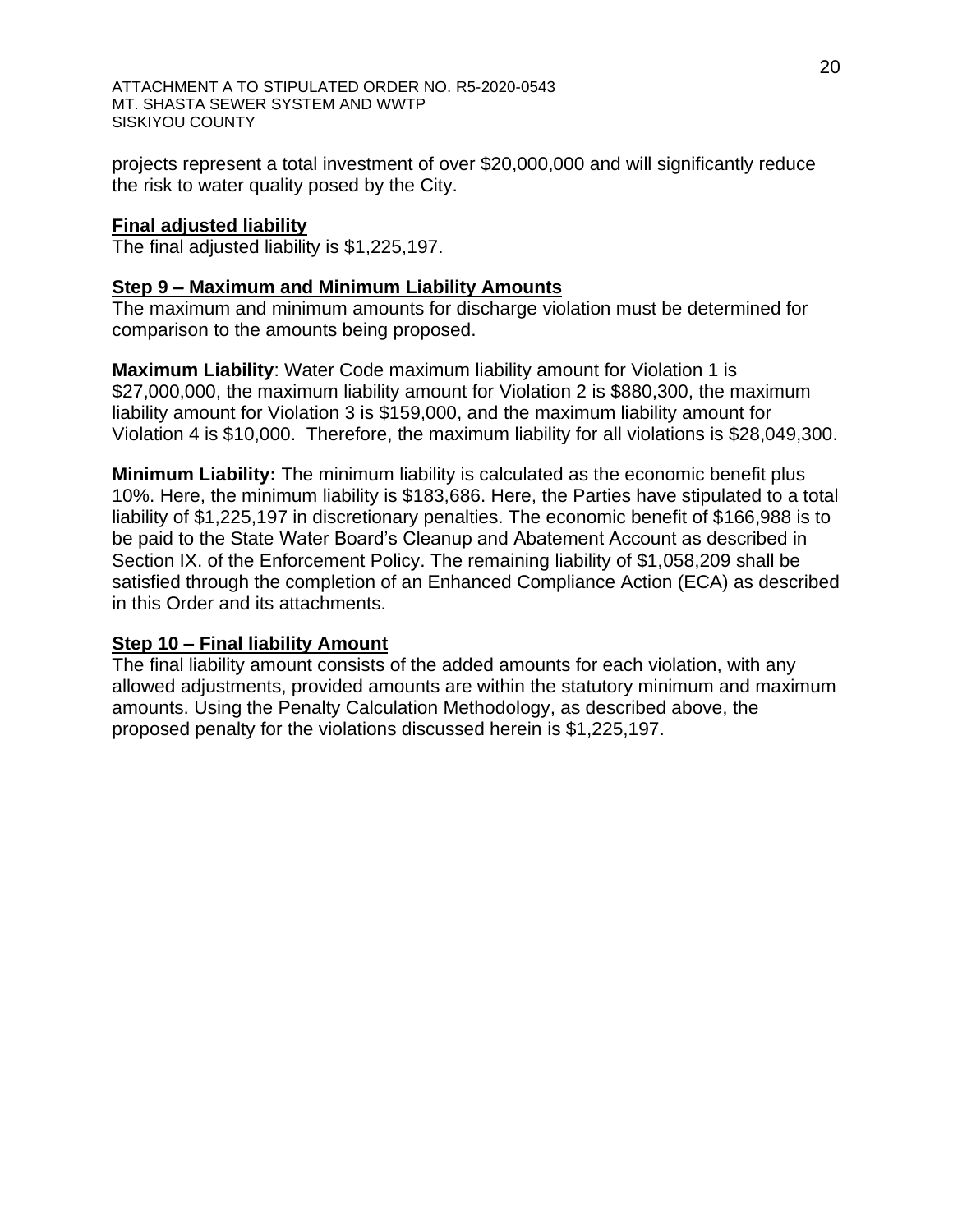projects represent a total investment of over $20,000,000 and will significantly reduce the risk to water quality posed by the City.

**Final adjusted liability**

The final adjusted liability is $1,225,197.

**Step 9 – Maximum and Minimum Liability Amounts**

The maximum and minimum amounts for discharge violation must be determined for comparison to the amounts being proposed.

**Maximum Liability**: Water Code maximum liability amount for Violation 1 is $27,000,000, the maximum liability amount for Violation 2 is $880,300, the maximum liability amount for Violation 3 is $159,000, and the maximum liability amount for Violation 4 is $10,000. Therefore, the maximum liability for all violations is $28,049,300.

**Minimum Liability:** The minimum liability is calculated as the economic benefit plus 10%. Here, the minimum liability is $183,686. Here, the Parties have stipulated to a total liability of $1,225,197 in discretionary penalties. The economic benefit of $166,988 is to be paid to the State Water Board's Cleanup and Abatement Account as described in Section IX. of the Enforcement Policy. The remaining liability of $1,058,209 shall be satisfied through the completion of an Enhanced Compliance Action (ECA) as described in this Order and its attachments.

**Step 10 – Final liability Amount**

The final liability amount consists of the added amounts for each violation, with any allowed adjustments, provided amounts are within the statutory minimum and maximum amounts. Using the Penalty Calculation Methodology, as described above, the proposed penalty for the violations discussed herein is $1,225,197.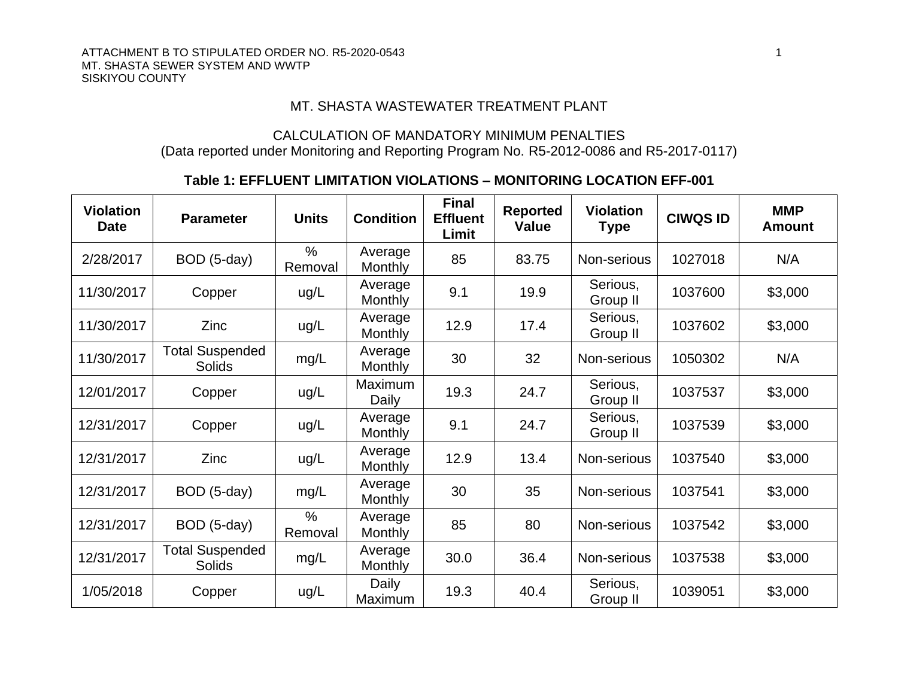ATTACHMENT B TO STIPULATED ORDER NO. R5-2020-0543
MT. SHASTA SEWER SYSTEM AND WWTP
SISKIYOU COUNTY

MT. SHASTA WASTEWATER TREATMENT PLANT

CALCULATION OF MANDATORY MINIMUM PENALTIES
(Data reported under Monitoring and Reporting Program No. R5-2012-0086 and R5-2017-0117)

**Table 1: EFFLUENT LIMITATION VIOLATIONS – MONITORING LOCATION EFF-001**

| Violation Date | Parameter | Units | Condition | Final Effluent Limit | Reported Value | Violation Type | CIWQS ID | MMP Amount |
|---|---|---|---|---|---|---|---|---|
| 2/28/2017 | BOD (5-day) | % Removal | Average Monthly | 85 | 83.75 | Non-serious | 1027018 | N/A |
| 11/30/2017 | Copper | ug/L | Average Monthly | 9.1 | 19.9 | Serious, Group II | 1037600 | $3,000 |
| 11/30/2017 | Zinc | ug/L | Average Monthly | 12.9 | 17.4 | Serious, Group II | 1037602 | $3,000 |
| 11/30/2017 | Total Suspended Solids | mg/L | Average Monthly | 30 | 32 | Non-serious | 1050302 | N/A |
| 12/01/2017 | Copper | ug/L | Maximum Daily | 19.3 | 24.7 | Serious, Group II | 1037537 | $3,000 |
| 12/31/2017 | Copper | ug/L | Average Monthly | 9.1 | 24.7 | Serious, Group II | 1037539 | $3,000 |
| 12/31/2017 | Zinc | ug/L | Average Monthly | 12.9 | 13.4 | Non-serious | 1037540 | $3,000 |
| 12/31/2017 | BOD (5-day) | mg/L | Average Monthly | 30 | 35 | Non-serious | 1037541 | $3,000 |
| 12/31/2017 | BOD (5-day) | % Removal | Average Monthly | 85 | 80 | Non-serious | 1037542 | $3,000 |
| 12/31/2017 | Total Suspended Solids | mg/L | Average Monthly | 30.0 | 36.4 | Non-serious | 1037538 | $3,000 |
| 1/05/2018 | Copper | ug/L | Daily Maximum | 19.3 | 40.4 | Serious, Group II | 1039051 | $3,000 |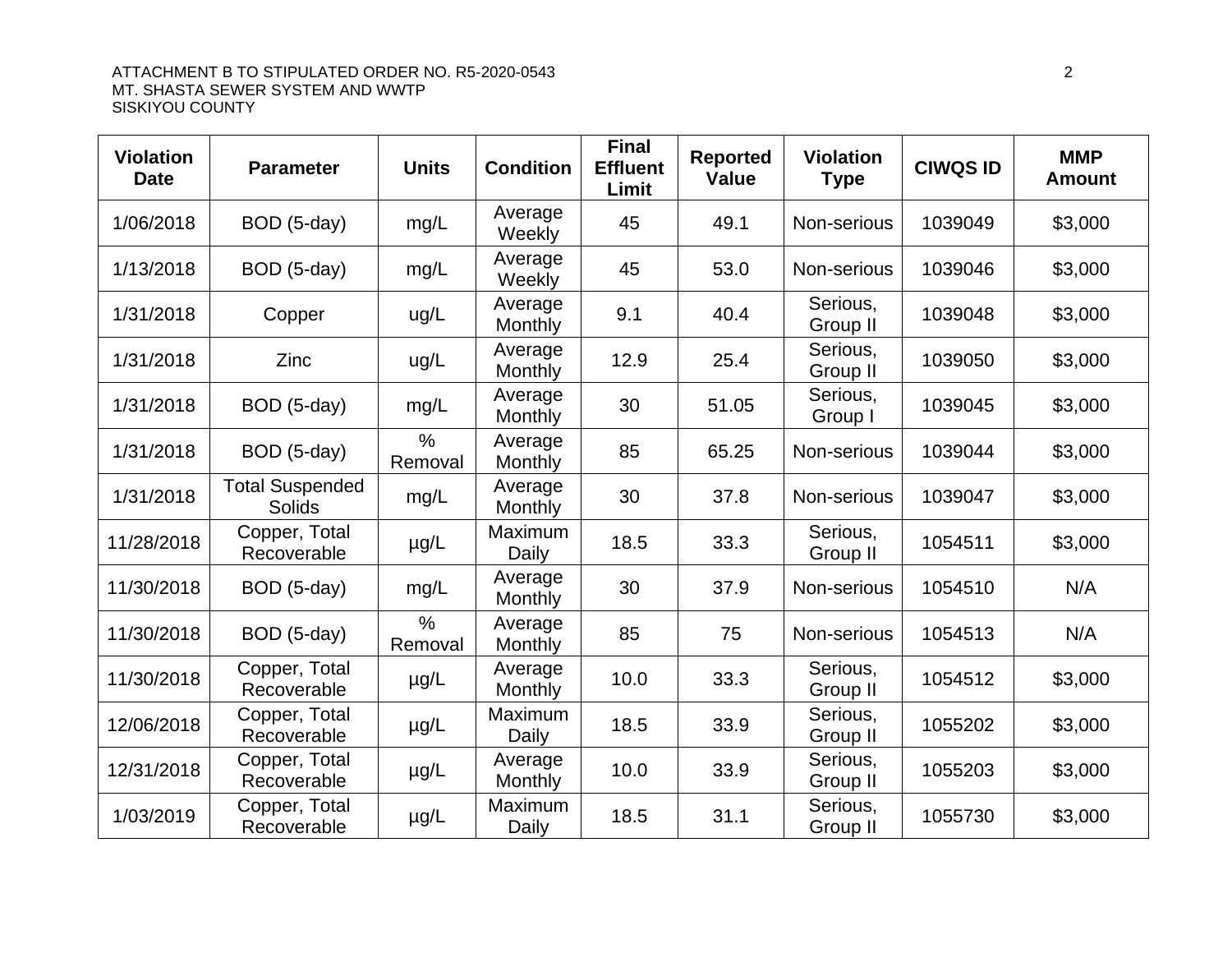| Violation Date | Parameter | Units | Condition | Final Effluent Limit | Reported Value | Violation Type | CIWQS ID | MMP Amount |
|---|---|---|---|---|---|---|---|---|
| 1/06/2018 | BOD (5-day) | mg/L | Average Weekly | 45 | 49.1 | Non-serious | 1039049 | $3,000 |
| 1/13/2018 | BOD (5-day) | mg/L | Average Weekly | 45 | 53.0 | Non-serious | 1039046 | $3,000 |
| 1/31/2018 | Copper | ug/L | Average Monthly | 9.1 | 40.4 | Serious, Group II | 1039048 | $3,000 |
| 1/31/2018 | Zinc | ug/L | Average Monthly | 12.9 | 25.4 | Serious, Group II | 1039050 | $3,000 |
| 1/31/2018 | BOD (5-day) | mg/L | Average Monthly | 30 | 51.05 | Serious, Group I | 1039045 | $3,000 |
| 1/31/2018 | BOD (5-day) | % Removal | Average Monthly | 85 | 65.25 | Non-serious | 1039044 | $3,000 |
| 1/31/2018 | Total Suspended Solids | mg/L | Average Monthly | 30 | 37.8 | Non-serious | 1039047 | $3,000 |
| 11/28/2018 | Copper, Total Recoverable | µg/L | Maximum Daily | 18.5 | 33.3 | Serious, Group II | 1054511 | $3,000 |
| 11/30/2018 | BOD (5-day) | mg/L | Average Monthly | 30 | 37.9 | Non-serious | 1054510 | N/A |
| 11/30/2018 | BOD (5-day) | % Removal | Average Monthly | 85 | 75 | Non-serious | 1054513 | N/A |
| 11/30/2018 | Copper, Total Recoverable | µg/L | Average Monthly | 10.0 | 33.3 | Serious, Group II | 1054512 | $3,000 |
| 12/06/2018 | Copper, Total Recoverable | µg/L | Maximum Daily | 18.5 | 33.9 | Serious, Group II | 1055202 | $3,000 |
| 12/31/2018 | Copper, Total Recoverable | µg/L | Average Monthly | 10.0 | 33.9 | Serious, Group II | 1055203 | $3,000 |
| 1/03/2019 | Copper, Total Recoverable | µg/L | Maximum Daily | 18.5 | 31.1 | Serious, Group II | 1055730 | $3,000 |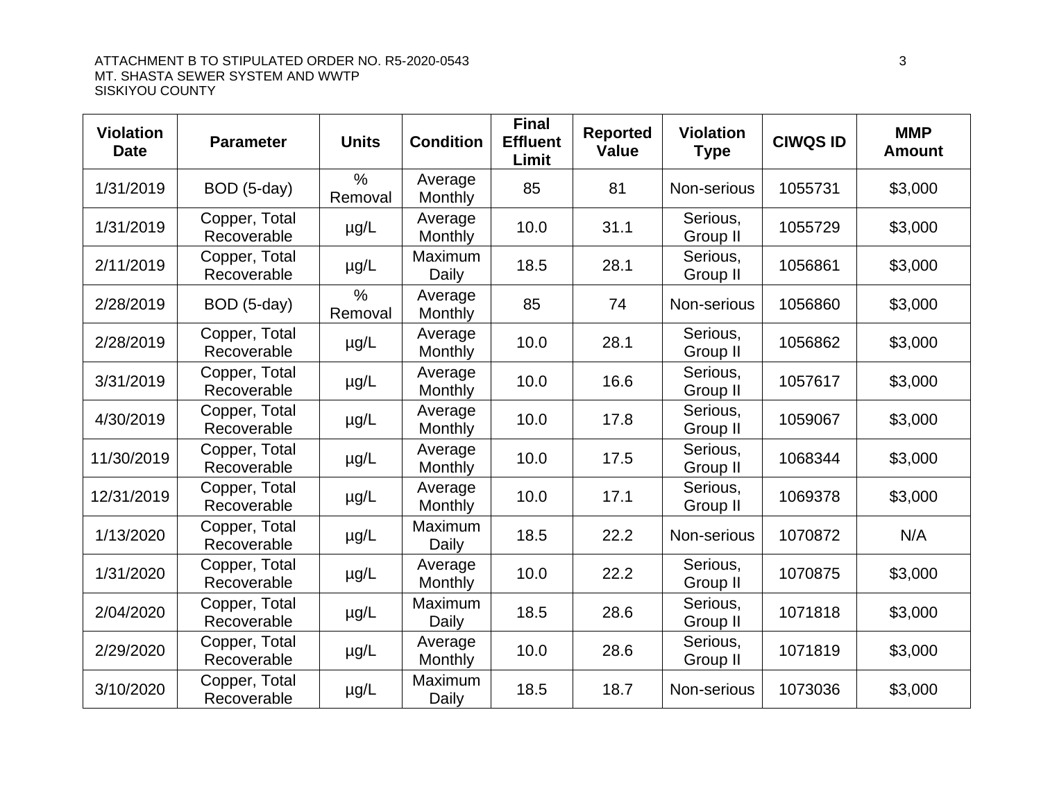| Violation Date | Parameter | Units | Condition | Final Effluent Limit | Reported Value | Violation Type | CIWQS ID | MMP Amount |
|---|---|---|---|---|---|---|---|---|
| 1/31/2019 | BOD (5-day) | % Removal | Average Monthly | 85 | 81 | Non-serious | 1055731 | $3,000 |
| 1/31/2019 | Copper, Total Recoverable | µg/L | Average Monthly | 10.0 | 31.1 | Serious, Group II | 1055729 | $3,000 |
| 2/11/2019 | Copper, Total Recoverable | µg/L | Maximum Daily | 18.5 | 28.1 | Serious, Group II | 1056861 | $3,000 |
| 2/28/2019 | BOD (5-day) | % Removal | Average Monthly | 85 | 74 | Non-serious | 1056860 | $3,000 |
| 2/28/2019 | Copper, Total Recoverable | µg/L | Average Monthly | 10.0 | 28.1 | Serious, Group II | 1056862 | $3,000 |
| 3/31/2019 | Copper, Total Recoverable | µg/L | Average Monthly | 10.0 | 16.6 | Serious, Group II | 1057617 | $3,000 |
| 4/30/2019 | Copper, Total Recoverable | µg/L | Average Monthly | 10.0 | 17.8 | Serious, Group II | 1059067 | $3,000 |
| 11/30/2019 | Copper, Total Recoverable | µg/L | Average Monthly | 10.0 | 17.5 | Serious, Group II | 1068344 | $3,000 |
| 12/31/2019 | Copper, Total Recoverable | µg/L | Average Monthly | 10.0 | 17.1 | Serious, Group II | 1069378 | $3,000 |
| 1/13/2020 | Copper, Total Recoverable | µg/L | Maximum Daily | 18.5 | 22.2 | Non-serious | 1070872 | N/A |
| 1/31/2020 | Copper, Total Recoverable | µg/L | Average Monthly | 10.0 | 22.2 | Serious, Group II | 1070875 | $3,000 |
| 2/04/2020 | Copper, Total Recoverable | µg/L | Maximum Daily | 18.5 | 28.6 | Serious, Group II | 1071818 | $3,000 |
| 2/29/2020 | Copper, Total Recoverable | µg/L | Average Monthly | 10.0 | 28.6 | Serious, Group II | 1071819 | $3,000 |
| 3/10/2020 | Copper, Total Recoverable | µg/L | Maximum Daily | 18.5 | 18.7 | Non-serious | 1073036 | $3,000 |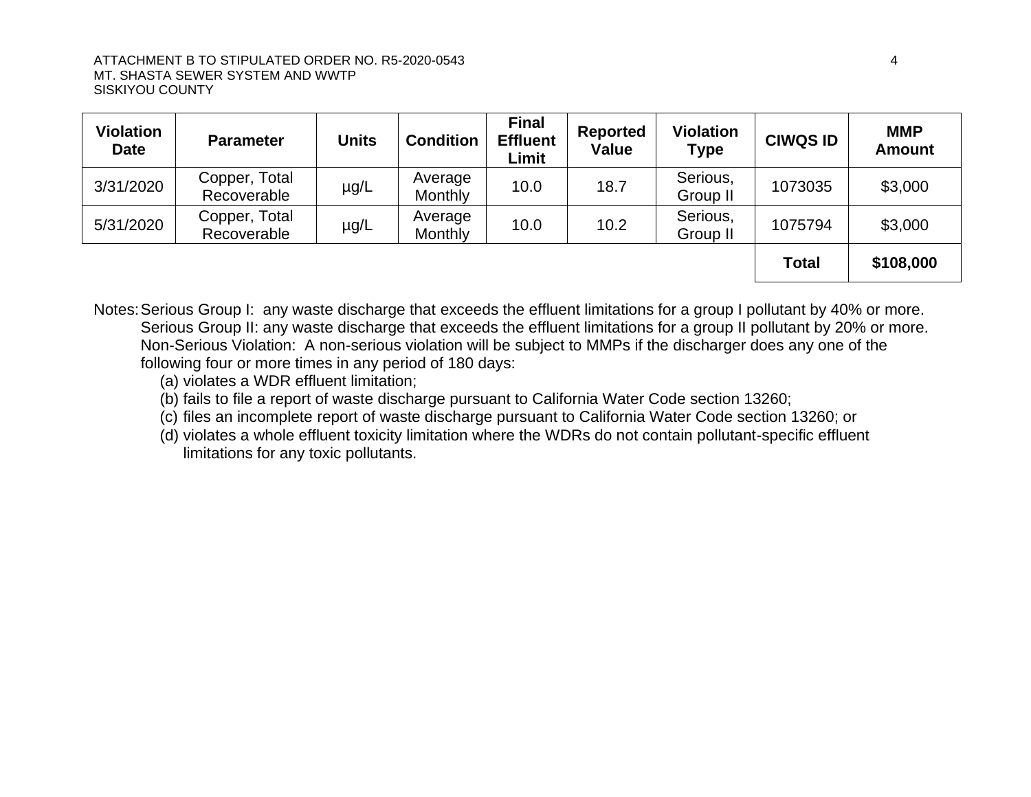| Violation Date | Parameter | Units | Condition | Final Effluent Limit | Reported Value | Violation Type | CIWQS ID | MMP Amount |
|---|---|---|---|---|---|---|---|---|
| 3/31/2020 | Copper, Total Recoverable | µg/L | Average Monthly | 10.0 | 18.7 | Serious, Group II | 1073035 | $3,000 |
| 5/31/2020 | Copper, Total Recoverable | µg/L | Average Monthly | 10.0 | 10.2 | Serious, Group II | 1075794 | $3,000 |
| | | | | | | | **Total** | **$108,000** |

Notes: Serious Group I: any waste discharge that exceeds the effluent limitations for a group I pollutant by 40% or more.
Serious Group II: any waste discharge that exceeds the effluent limitations for a group II pollutant by 20% or more.
Non-Serious Violation: A non-serious violation will be subject to MMPs if the discharger does any one of the following four or more times in any period of 180 days:

(a) violates a WDR effluent limitation;
(b) fails to file a report of waste discharge pursuant to California Water Code section 13260;
(c) files an incomplete report of waste discharge pursuant to California Water Code section 13260; or
(d) violates a whole effluent toxicity limitation where the WDRs do not contain pollutant-specific effluent limitations for any toxic pollutants.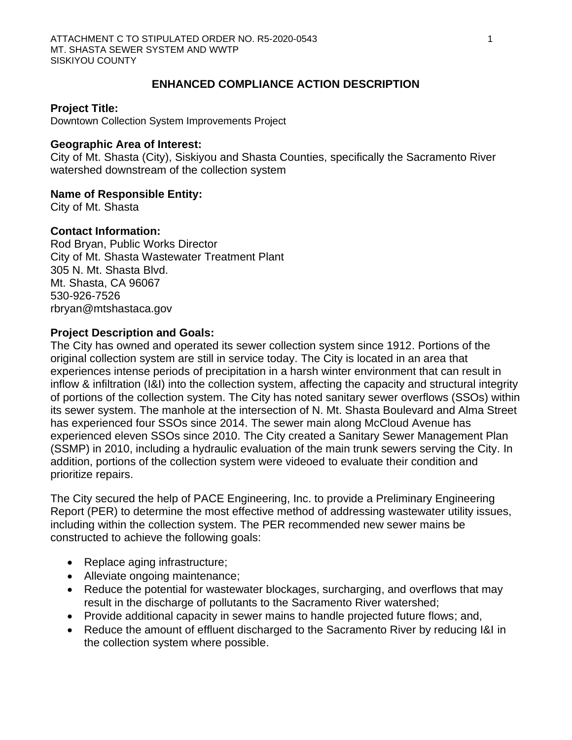## ENHANCED COMPLIANCE ACTION DESCRIPTION

**Project Title:**
Downtown Collection System Improvements Project

**Geographic Area of Interest:**
City of Mt. Shasta (City), Siskiyou and Shasta Counties, specifically the Sacramento River watershed downstream of the collection system

**Name of Responsible Entity:**
City of Mt. Shasta

**Contact Information:**
Rod Bryan, Public Works Director
City of Mt. Shasta Wastewater Treatment Plant
305 N. Mt. Shasta Blvd.
Mt. Shasta, CA 96067
530-926-7526
rbryan@mtshastaca.gov

**Project Description and Goals:**
The City has owned and operated its sewer collection system since 1912. Portions of the original collection system are still in service today. The City is located in an area that experiences intense periods of precipitation in a harsh winter environment that can result in inflow & infiltration (I&I) into the collection system, affecting the capacity and structural integrity of portions of the collection system. The City has noted sanitary sewer overflows (SSOs) within its sewer system. The manhole at the intersection of N. Mt. Shasta Boulevard and Alma Street has experienced four SSOs since 2014. The sewer main along McCloud Avenue has experienced eleven SSOs since 2010. The City created a Sanitary Sewer Management Plan (SSMP) in 2010, including a hydraulic evaluation of the main trunk sewers serving the City. In addition, portions of the collection system were videoed to evaluate their condition and prioritize repairs.

The City secured the help of PACE Engineering, Inc. to provide a Preliminary Engineering Report (PER) to determine the most effective method of addressing wastewater utility issues, including within the collection system. The PER recommended new sewer mains be constructed to achieve the following goals:

- Replace aging infrastructure;
- Alleviate ongoing maintenance;
- Reduce the potential for wastewater blockages, surcharging, and overflows that may result in the discharge of pollutants to the Sacramento River watershed;
- Provide additional capacity in sewer mains to handle projected future flows; and,
- Reduce the amount of effluent discharged to the Sacramento River by reducing I&I in the collection system where possible.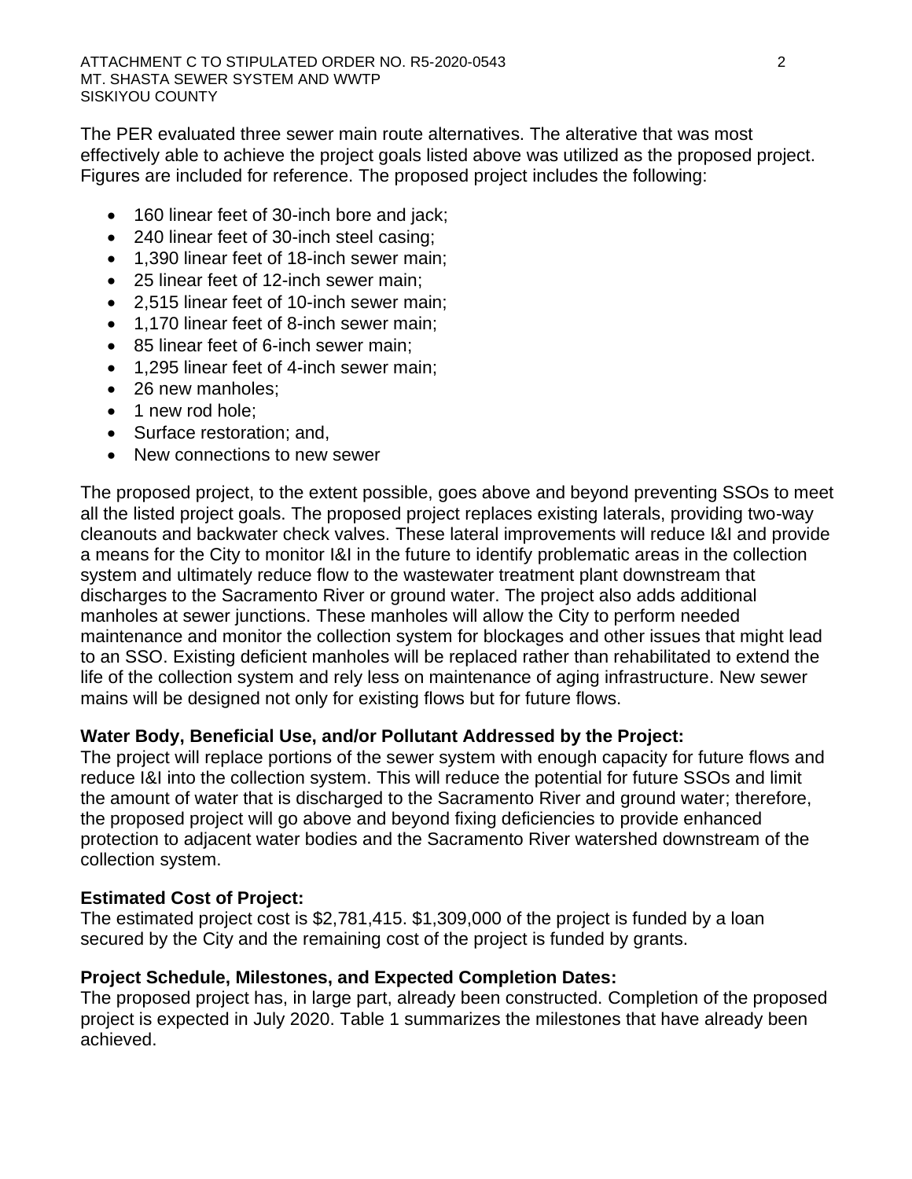The PER evaluated three sewer main route alternatives. The alterative that was most effectively able to achieve the project goals listed above was utilized as the proposed project. Figures are included for reference. The proposed project includes the following:

- 160 linear feet of 30-inch bore and jack;
- 240 linear feet of 30-inch steel casing;
- 1,390 linear feet of 18-inch sewer main;
- 25 linear feet of 12-inch sewer main;
- 2,515 linear feet of 10-inch sewer main;
- 1,170 linear feet of 8-inch sewer main;
- 85 linear feet of 6-inch sewer main;
- 1,295 linear feet of 4-inch sewer main;
- 26 new manholes;
- 1 new rod hole;
- Surface restoration; and,
- New connections to new sewer

The proposed project, to the extent possible, goes above and beyond preventing SSOs to meet all the listed project goals. The proposed project replaces existing laterals, providing two-way cleanouts and backwater check valves. These lateral improvements will reduce I&I and provide a means for the City to monitor I&I in the future to identify problematic areas in the collection system and ultimately reduce flow to the wastewater treatment plant downstream that discharges to the Sacramento River or ground water. The project also adds additional manholes at sewer junctions. These manholes will allow the City to perform needed maintenance and monitor the collection system for blockages and other issues that might lead to an SSO. Existing deficient manholes will be replaced rather than rehabilitated to extend the life of the collection system and rely less on maintenance of aging infrastructure. New sewer mains will be designed not only for existing flows but for future flows.

**Water Body, Beneficial Use, and/or Pollutant Addressed by the Project:**
The project will replace portions of the sewer system with enough capacity for future flows and reduce I&I into the collection system. This will reduce the potential for future SSOs and limit the amount of water that is discharged to the Sacramento River and ground water; therefore, the proposed project will go above and beyond fixing deficiencies to provide enhanced protection to adjacent water bodies and the Sacramento River watershed downstream of the collection system.

**Estimated Cost of Project:**
The estimated project cost is $2,781,415. $1,309,000 of the project is funded by a loan secured by the City and the remaining cost of the project is funded by grants.

**Project Schedule, Milestones, and Expected Completion Dates:**
The proposed project has, in large part, already been constructed. Completion of the proposed project is expected in July 2020. Table 1 summarizes the milestones that have already been achieved.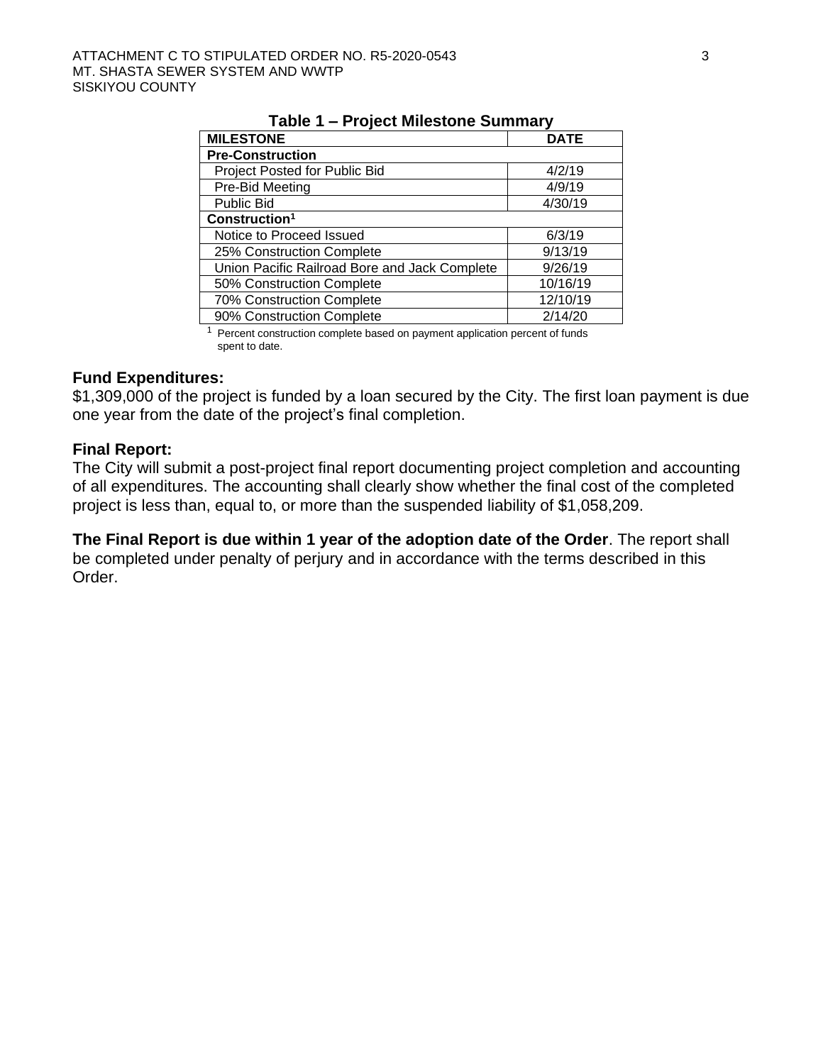**Table 1 – Project Milestone Summary**

| MILESTONE | DATE |
|---|---|
| **Pre-Construction** | |
| Project Posted for Public Bid | 4/2/19 |
| Pre-Bid Meeting | 4/9/19 |
| Public Bid | 4/30/19 |
| **Construction[1]** | |
| Notice to Proceed Issued | 6/3/19 |
| 25% Construction Complete | 9/13/19 |
| Union Pacific Railroad Bore and Jack Complete | 9/26/19 |
| 50% Construction Complete | 10/16/19 |
| 70% Construction Complete | 12/10/19 |
| 90% Construction Complete | 2/14/20 |

[1] Percent construction complete based on payment application percent of funds spent to date.

**Fund Expenditures:**
$1,309,000 of the project is funded by a loan secured by the City. The first loan payment is due one year from the date of the project's final completion.

**Final Report:**
The City will submit a post-project final report documenting project completion and accounting of all expenditures. The accounting shall clearly show whether the final cost of the completed project is less than, equal to, or more than the suspended liability of $1,058,209.

**The Final Report is due within 1 year of the adoption date of the Order**. The report shall be completed under penalty of perjury and in accordance with the terms described in this Order.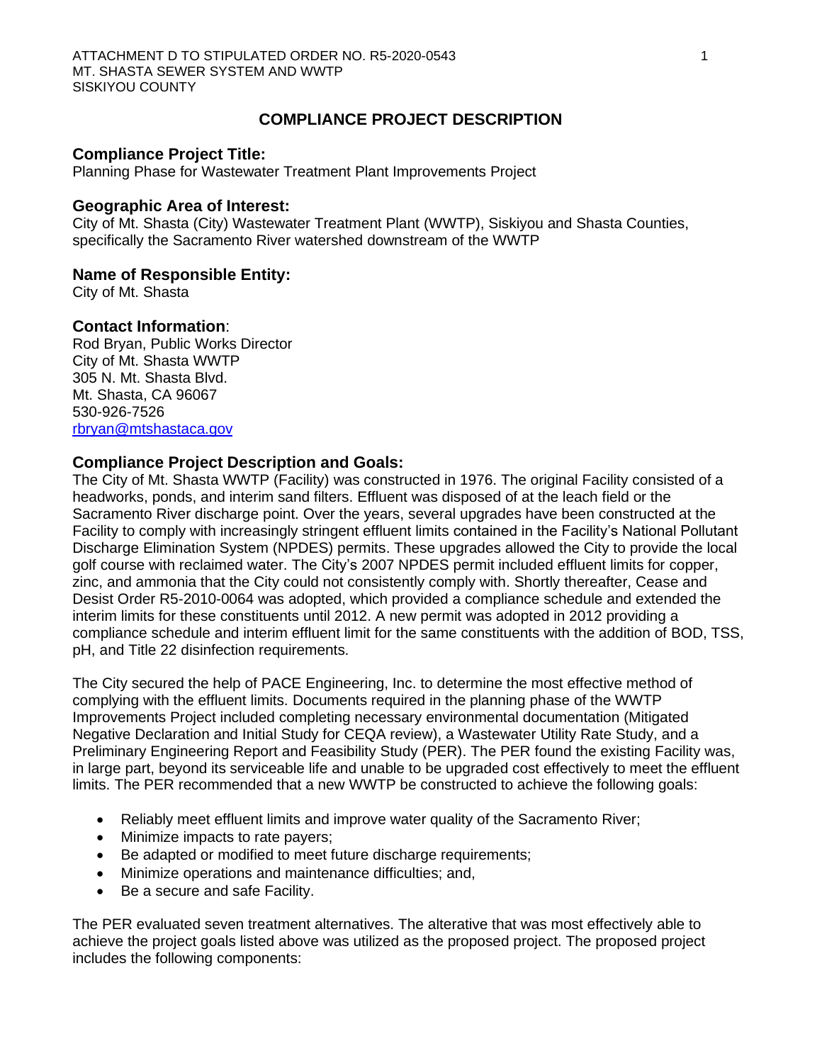# COMPLIANCE PROJECT DESCRIPTION

### Compliance Project Title:

Planning Phase for Wastewater Treatment Plant Improvements Project

### Geographic Area of Interest:

City of Mt. Shasta (City) Wastewater Treatment Plant (WWTP), Siskiyou and Shasta Counties, specifically the Sacramento River watershed downstream of the WWTP

### Name of Responsible Entity:

City of Mt. Shasta

### Contact Information:

Rod Bryan, Public Works Director
City of Mt. Shasta WWTP
305 N. Mt. Shasta Blvd.
Mt. Shasta, CA 96067
530-926-7526
rbryan@mtshastaca.gov

### Compliance Project Description and Goals:

The City of Mt. Shasta WWTP (Facility) was constructed in 1976. The original Facility consisted of a headworks, ponds, and interim sand filters. Effluent was disposed of at the leach field or the Sacramento River discharge point. Over the years, several upgrades have been constructed at the Facility to comply with increasingly stringent effluent limits contained in the Facility's National Pollutant Discharge Elimination System (NPDES) permits. These upgrades allowed the City to provide the local golf course with reclaimed water. The City's 2007 NPDES permit included effluent limits for copper, zinc, and ammonia that the City could not consistently comply with. Shortly thereafter, Cease and Desist Order R5-2010-0064 was adopted, which provided a compliance schedule and extended the interim limits for these constituents until 2012. A new permit was adopted in 2012 providing a compliance schedule and interim effluent limit for the same constituents with the addition of BOD, TSS, pH, and Title 22 disinfection requirements.

The City secured the help of PACE Engineering, Inc. to determine the most effective method of complying with the effluent limits. Documents required in the planning phase of the WWTP Improvements Project included completing necessary environmental documentation (Mitigated Negative Declaration and Initial Study for CEQA review), a Wastewater Utility Rate Study, and a Preliminary Engineering Report and Feasibility Study (PER). The PER found the existing Facility was, in large part, beyond its serviceable life and unable to be upgraded cost effectively to meet the effluent limits. The PER recommended that a new WWTP be constructed to achieve the following goals:

- Reliably meet effluent limits and improve water quality of the Sacramento River;
- Minimize impacts to rate payers;
- Be adapted or modified to meet future discharge requirements;
- Minimize operations and maintenance difficulties; and,
- Be a secure and safe Facility.

The PER evaluated seven treatment alternatives. The alterative that was most effectively able to achieve the project goals listed above was utilized as the proposed project. The proposed project includes the following components: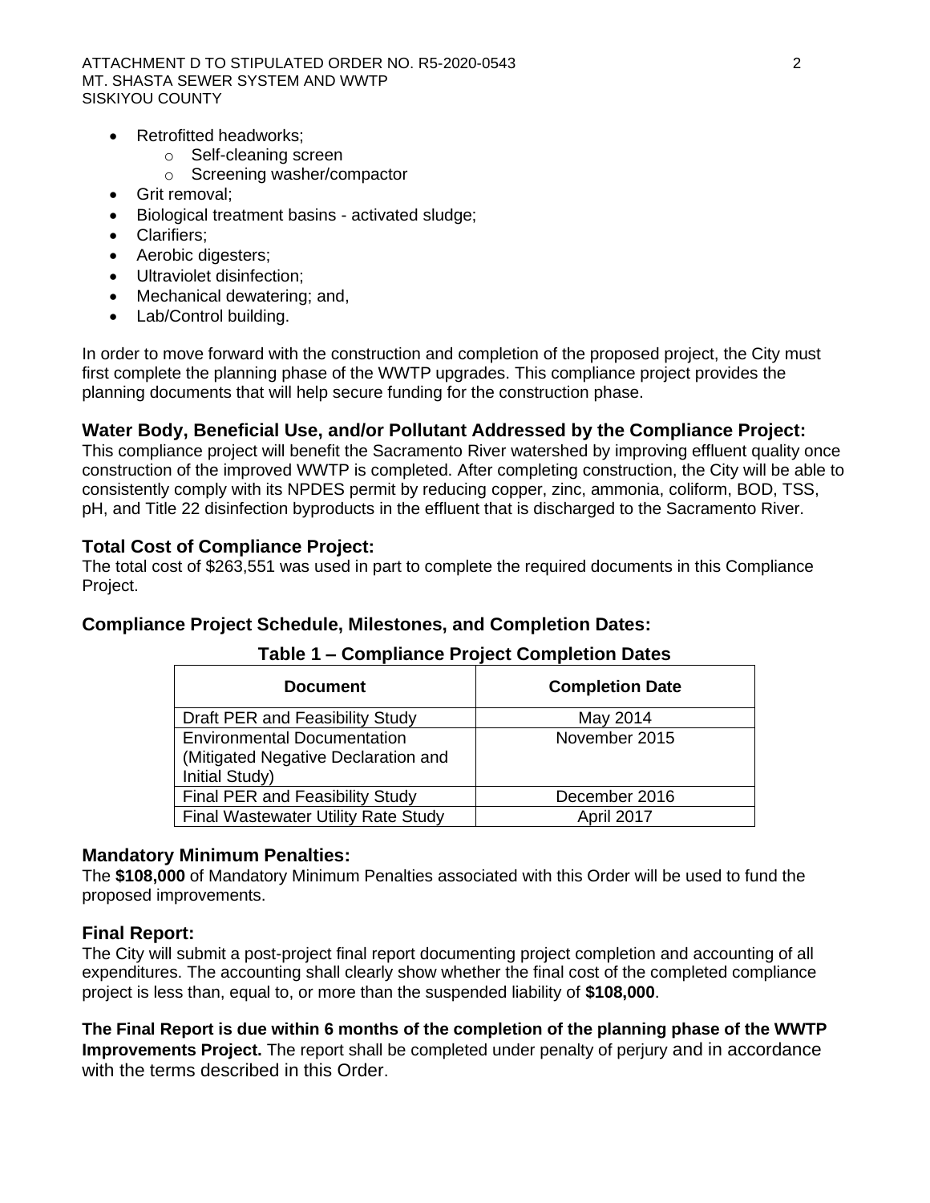- Retrofitted headworks;
  - Self-cleaning screen
  - Screening washer/compactor
- Grit removal;
- Biological treatment basins - activated sludge;
- Clarifiers;
- Aerobic digesters;
- Ultraviolet disinfection;
- Mechanical dewatering; and,
- Lab/Control building.

In order to move forward with the construction and completion of the proposed project, the City must first complete the planning phase of the WWTP upgrades. This compliance project provides the planning documents that will help secure funding for the construction phase.

### Water Body, Beneficial Use, and/or Pollutant Addressed by the Compliance Project:

This compliance project will benefit the Sacramento River watershed by improving effluent quality once construction of the improved WWTP is completed. After completing construction, the City will be able to consistently comply with its NPDES permit by reducing copper, zinc, ammonia, coliform, BOD, TSS, pH, and Title 22 disinfection byproducts in the effluent that is discharged to the Sacramento River.

### Total Cost of Compliance Project:

The total cost of $263,551 was used in part to complete the required documents in this Compliance Project.

### Compliance Project Schedule, Milestones, and Completion Dates:

**Table 1 – Compliance Project Completion Dates**

| Document | Completion Date |
|---|---|
| Draft PER and Feasibility Study | May 2014 |
| Environmental Documentation (Mitigated Negative Declaration and Initial Study) | November 2015 |
| Final PER and Feasibility Study | December 2016 |
| Final Wastewater Utility Rate Study | April 2017 |

### Mandatory Minimum Penalties:

The **$108,000** of Mandatory Minimum Penalties associated with this Order will be used to fund the proposed improvements.

### Final Report:

The City will submit a post-project final report documenting project completion and accounting of all expenditures. The accounting shall clearly show whether the final cost of the completed compliance project is less than, equal to, or more than the suspended liability of **$108,000**.

**The Final Report is due within 6 months of the completion of the planning phase of the WWTP Improvements Project.** The report shall be completed under penalty of perjury and in accordance with the terms described in this Order.